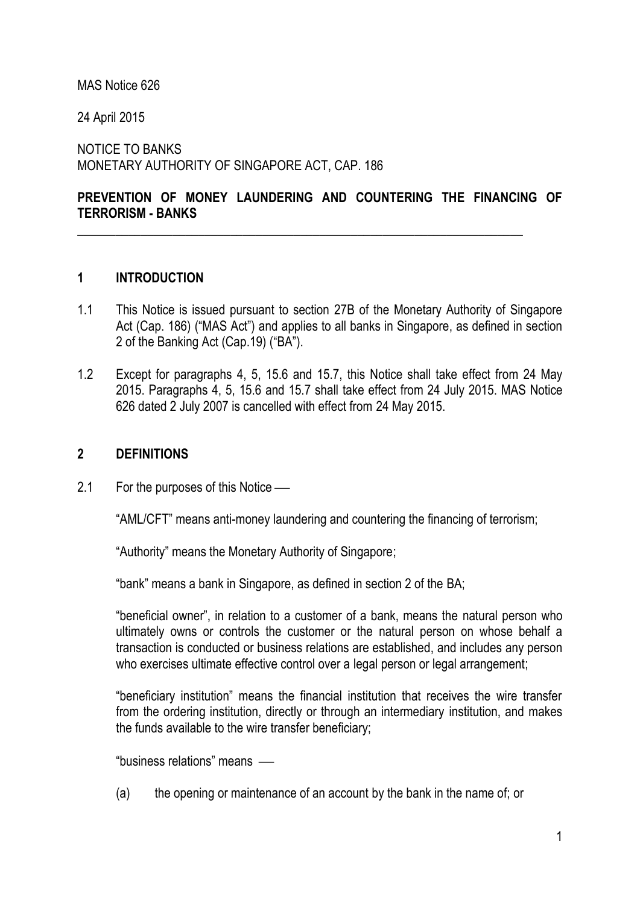MAS Notice 626

24 April 2015

NOTICE TO BANKS
MONETARY AUTHORITY OF SINGAPORE ACT, CAP. 186

**PREVENTION OF MONEY LAUNDERING AND COUNTERING THE FINANCING OF TERRORISM - BANKS**

---

## 1 INTRODUCTION

1.1 This Notice is issued pursuant to section 27B of the Monetary Authority of Singapore Act (Cap. 186) ("MAS Act") and applies to all banks in Singapore, as defined in section 2 of the Banking Act (Cap.19) ("BA").

1.2 Except for paragraphs 4, 5, 15.6 and 15.7, this Notice shall take effect from 24 May 2015. Paragraphs 4, 5, 15.6 and 15.7 shall take effect from 24 July 2015. MAS Notice 626 dated 2 July 2007 is cancelled with effect from 24 May 2015.

## 2 DEFINITIONS

2.1 For the purposes of this Notice —

"AML/CFT" means anti-money laundering and countering the financing of terrorism;

"Authority" means the Monetary Authority of Singapore;

"bank" means a bank in Singapore, as defined in section 2 of the BA;

"beneficial owner", in relation to a customer of a bank, means the natural person who ultimately owns or controls the customer or the natural person on whose behalf a transaction is conducted or business relations are established, and includes any person who exercises ultimate effective control over a legal person or legal arrangement;

"beneficiary institution" means the financial institution that receives the wire transfer from the ordering institution, directly or through an intermediary institution, and makes the funds available to the wire transfer beneficiary;

"business relations" means —

(a) the opening or maintenance of an account by the bank in the name of; or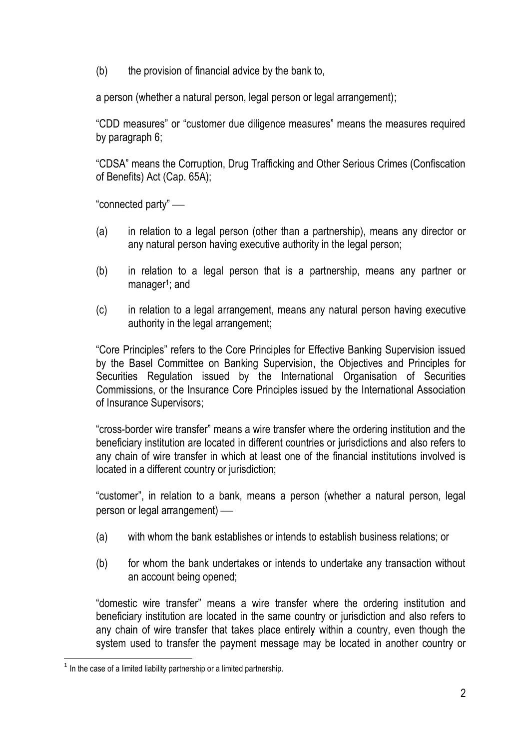(b) the provision of financial advice by the bank to,

a person (whether a natural person, legal person or legal arrangement);

"CDD measures" or "customer due diligence measures" means the measures required by paragraph 6;

"CDSA" means the Corruption, Drug Trafficking and Other Serious Crimes (Confiscation of Benefits) Act (Cap. 65A);

"connected party" —

(a) in relation to a legal person (other than a partnership), means any director or any natural person having executive authority in the legal person;

(b) in relation to a legal person that is a partnership, means any partner or manager[1]; and

(c) in relation to a legal arrangement, means any natural person having executive authority in the legal arrangement;

"Core Principles" refers to the Core Principles for Effective Banking Supervision issued by the Basel Committee on Banking Supervision, the Objectives and Principles for Securities Regulation issued by the International Organisation of Securities Commissions, or the Insurance Core Principles issued by the International Association of Insurance Supervisors;

"cross-border wire transfer" means a wire transfer where the ordering institution and the beneficiary institution are located in different countries or jurisdictions and also refers to any chain of wire transfer in which at least one of the financial institutions involved is located in a different country or jurisdiction;

"customer", in relation to a bank, means a person (whether a natural person, legal person or legal arrangement) —

(a) with whom the bank establishes or intends to establish business relations; or

(b) for whom the bank undertakes or intends to undertake any transaction without an account being opened;

"domestic wire transfer" means a wire transfer where the ordering institution and beneficiary institution are located in the same country or jurisdiction and also refers to any chain of wire transfer that takes place entirely within a country, even though the system used to transfer the payment message may be located in another country or

---

[1] In the case of a limited liability partnership or a limited partnership.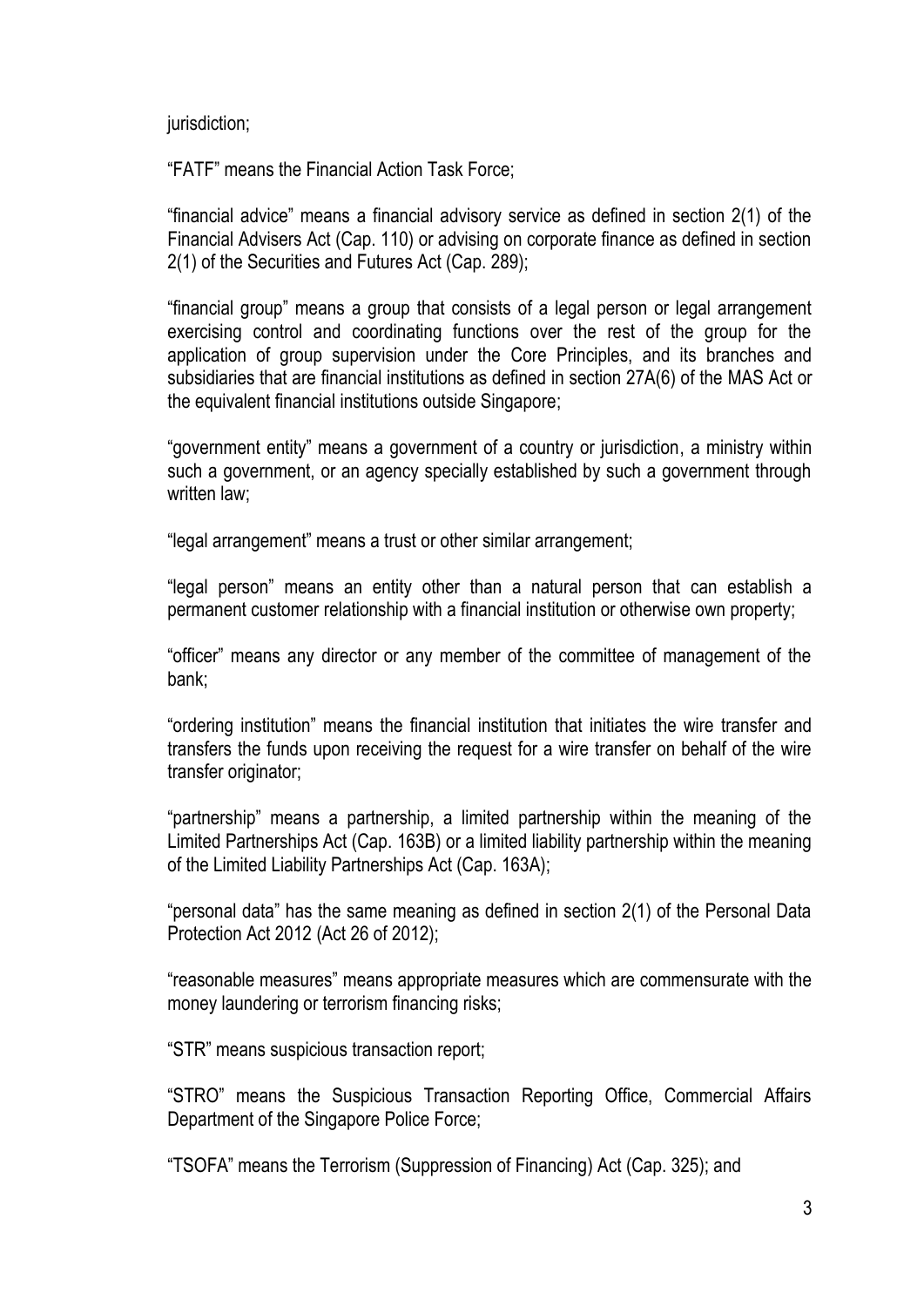jurisdiction;

"FATF" means the Financial Action Task Force;

"financial advice" means a financial advisory service as defined in section 2(1) of the Financial Advisers Act (Cap. 110) or advising on corporate finance as defined in section 2(1) of the Securities and Futures Act (Cap. 289);

"financial group" means a group that consists of a legal person or legal arrangement exercising control and coordinating functions over the rest of the group for the application of group supervision under the Core Principles, and its branches and subsidiaries that are financial institutions as defined in section 27A(6) of the MAS Act or the equivalent financial institutions outside Singapore;

"government entity" means a government of a country or jurisdiction, a ministry within such a government, or an agency specially established by such a government through written law;

"legal arrangement" means a trust or other similar arrangement;

"legal person" means an entity other than a natural person that can establish a permanent customer relationship with a financial institution or otherwise own property;

"officer" means any director or any member of the committee of management of the bank;

"ordering institution" means the financial institution that initiates the wire transfer and transfers the funds upon receiving the request for a wire transfer on behalf of the wire transfer originator;

"partnership" means a partnership, a limited partnership within the meaning of the Limited Partnerships Act (Cap. 163B) or a limited liability partnership within the meaning of the Limited Liability Partnerships Act (Cap. 163A);

"personal data" has the same meaning as defined in section 2(1) of the Personal Data Protection Act 2012 (Act 26 of 2012);

"reasonable measures" means appropriate measures which are commensurate with the money laundering or terrorism financing risks;

"STR" means suspicious transaction report;

"STRO" means the Suspicious Transaction Reporting Office, Commercial Affairs Department of the Singapore Police Force;

"TSOFA" means the Terrorism (Suppression of Financing) Act (Cap. 325); and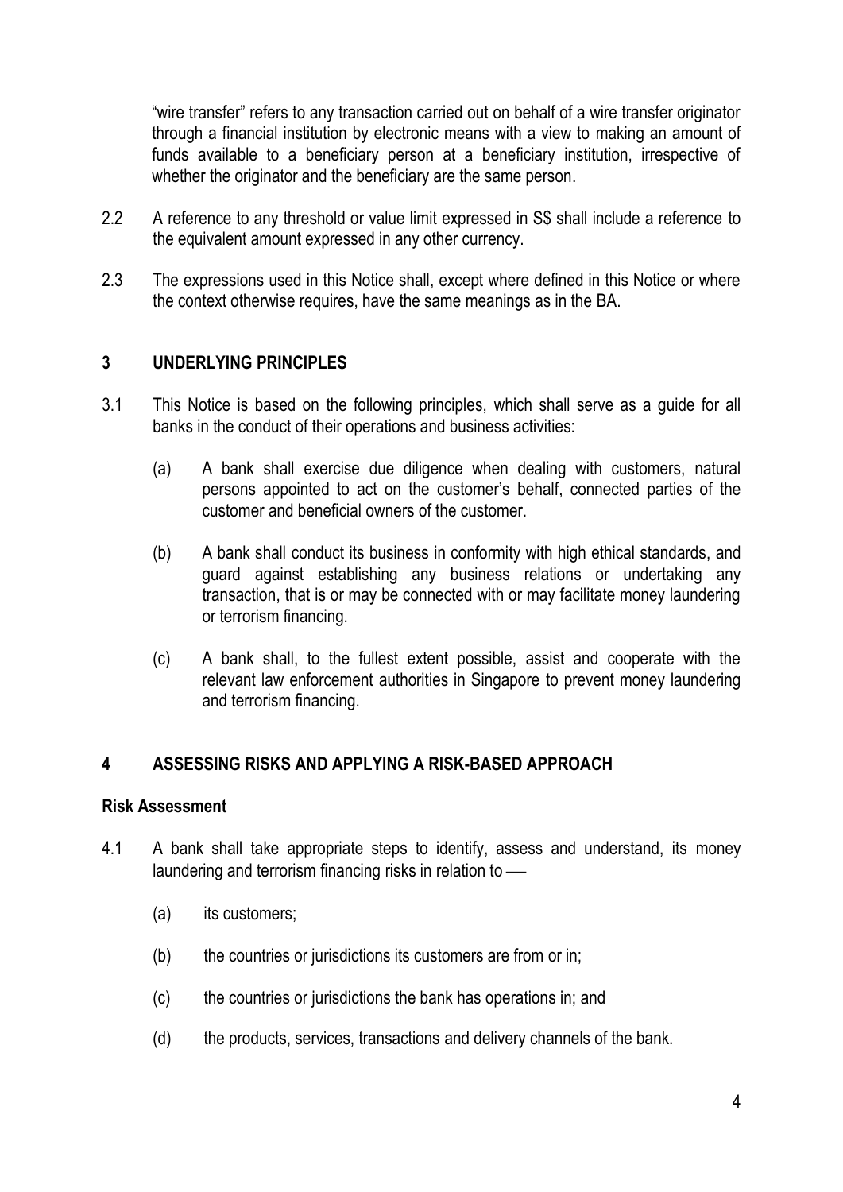"wire transfer" refers to any transaction carried out on behalf of a wire transfer originator through a financial institution by electronic means with a view to making an amount of funds available to a beneficiary person at a beneficiary institution, irrespective of whether the originator and the beneficiary are the same person.

2.2 A reference to any threshold or value limit expressed in S$ shall include a reference to the equivalent amount expressed in any other currency.

2.3 The expressions used in this Notice shall, except where defined in this Notice or where the context otherwise requires, have the same meanings as in the BA.

## 3 UNDERLYING PRINCIPLES

3.1 This Notice is based on the following principles, which shall serve as a guide for all banks in the conduct of their operations and business activities:

(a) A bank shall exercise due diligence when dealing with customers, natural persons appointed to act on the customer's behalf, connected parties of the customer and beneficial owners of the customer.

(b) A bank shall conduct its business in conformity with high ethical standards, and guard against establishing any business relations or undertaking any transaction, that is or may be connected with or may facilitate money laundering or terrorism financing.

(c) A bank shall, to the fullest extent possible, assist and cooperate with the relevant law enforcement authorities in Singapore to prevent money laundering and terrorism financing.

## 4 ASSESSING RISKS AND APPLYING A RISK-BASED APPROACH

### Risk Assessment

4.1 A bank shall take appropriate steps to identify, assess and understand, its money laundering and terrorism financing risks in relation to —

(a) its customers;

(b) the countries or jurisdictions its customers are from or in;

(c) the countries or jurisdictions the bank has operations in; and

(d) the products, services, transactions and delivery channels of the bank.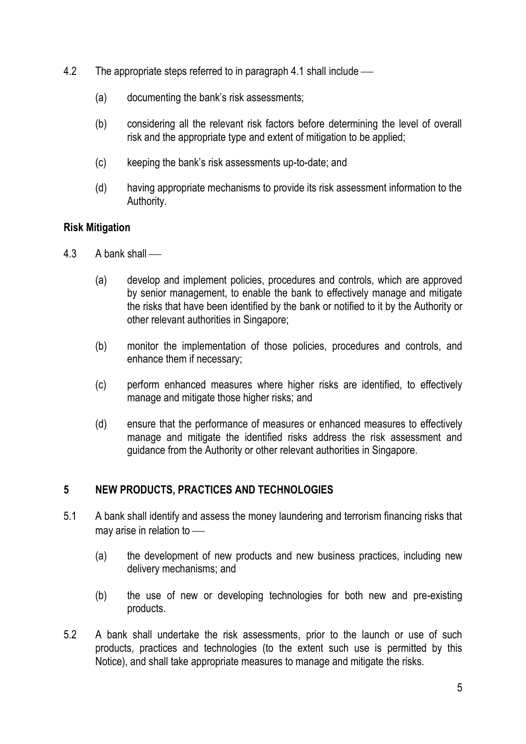4.2 The appropriate steps referred to in paragraph 4.1 shall include —

- (a) documenting the bank's risk assessments;
- (b) considering all the relevant risk factors before determining the level of overall risk and the appropriate type and extent of mitigation to be applied;
- (c) keeping the bank's risk assessments up-to-date; and
- (d) having appropriate mechanisms to provide its risk assessment information to the Authority.

**Risk Mitigation**

4.3 A bank shall —

- (a) develop and implement policies, procedures and controls, which are approved by senior management, to enable the bank to effectively manage and mitigate the risks that have been identified by the bank or notified to it by the Authority or other relevant authorities in Singapore;
- (b) monitor the implementation of those policies, procedures and controls, and enhance them if necessary;
- (c) perform enhanced measures where higher risks are identified, to effectively manage and mitigate those higher risks; and
- (d) ensure that the performance of measures or enhanced measures to effectively manage and mitigate the identified risks address the risk assessment and guidance from the Authority or other relevant authorities in Singapore.

## 5 NEW PRODUCTS, PRACTICES AND TECHNOLOGIES

5.1 A bank shall identify and assess the money laundering and terrorism financing risks that may arise in relation to —

- (a) the development of new products and new business practices, including new delivery mechanisms; and
- (b) the use of new or developing technologies for both new and pre-existing products.

5.2 A bank shall undertake the risk assessments, prior to the launch or use of such products, practices and technologies (to the extent such use is permitted by this Notice), and shall take appropriate measures to manage and mitigate the risks.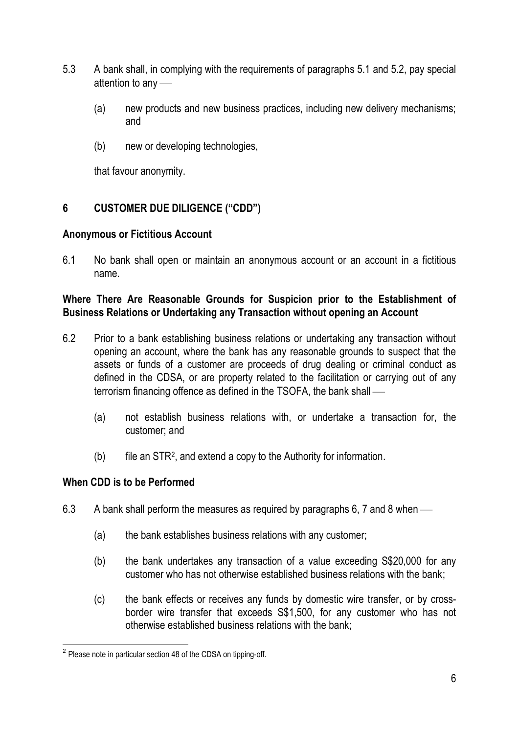5.3 A bank shall, in complying with the requirements of paragraphs 5.1 and 5.2, pay special attention to any —

(a) new products and new business practices, including new delivery mechanisms; and

(b) new or developing technologies,

that favour anonymity.

## 6 CUSTOMER DUE DILIGENCE ("CDD")

### Anonymous or Fictitious Account

6.1 No bank shall open or maintain an anonymous account or an account in a fictitious name.

### Where There Are Reasonable Grounds for Suspicion prior to the Establishment of Business Relations or Undertaking any Transaction without opening an Account

6.2 Prior to a bank establishing business relations or undertaking any transaction without opening an account, where the bank has any reasonable grounds to suspect that the assets or funds of a customer are proceeds of drug dealing or criminal conduct as defined in the CDSA, or are property related to the facilitation or carrying out of any terrorism financing offence as defined in the TSOFA, the bank shall —

(a) not establish business relations with, or undertake a transaction for, the customer; and

(b) file an STR[2], and extend a copy to the Authority for information.

### When CDD is to be Performed

6.3 A bank shall perform the measures as required by paragraphs 6, 7 and 8 when —

(a) the bank establishes business relations with any customer;

(b) the bank undertakes any transaction of a value exceeding S$20,000 for any customer who has not otherwise established business relations with the bank;

(c) the bank effects or receives any funds by domestic wire transfer, or by cross-border wire transfer that exceeds S$1,500, for any customer who has not otherwise established business relations with the bank;

---

[2] Please note in particular section 48 of the CDSA on tipping-off.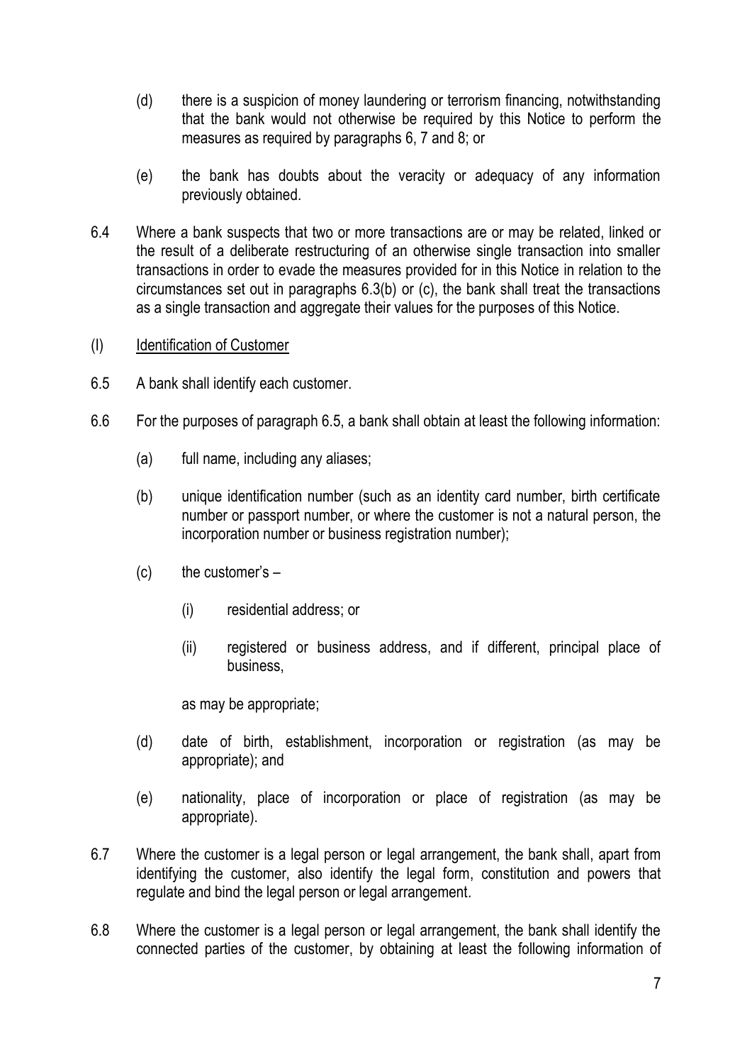(d) there is a suspicion of money laundering or terrorism financing, notwithstanding that the bank would not otherwise be required by this Notice to perform the measures as required by paragraphs 6, 7 and 8; or

(e) the bank has doubts about the veracity or adequacy of any information previously obtained.

6.4 Where a bank suspects that two or more transactions are or may be related, linked or the result of a deliberate restructuring of an otherwise single transaction into smaller transactions in order to evade the measures provided for in this Notice in relation to the circumstances set out in paragraphs 6.3(b) or (c), the bank shall treat the transactions as a single transaction and aggregate their values for the purposes of this Notice.

(I) <u>Identification of Customer</u>

6.5 A bank shall identify each customer.

6.6 For the purposes of paragraph 6.5, a bank shall obtain at least the following information:

(a) full name, including any aliases;

(b) unique identification number (such as an identity card number, birth certificate number or passport number, or where the customer is not a natural person, the incorporation number or business registration number);

(c) the customer's –

(i) residential address; or

(ii) registered or business address, and if different, principal place of business,

as may be appropriate;

(d) date of birth, establishment, incorporation or registration (as may be appropriate); and

(e) nationality, place of incorporation or place of registration (as may be appropriate).

6.7 Where the customer is a legal person or legal arrangement, the bank shall, apart from identifying the customer, also identify the legal form, constitution and powers that regulate and bind the legal person or legal arrangement.

6.8 Where the customer is a legal person or legal arrangement, the bank shall identify the connected parties of the customer, by obtaining at least the following information of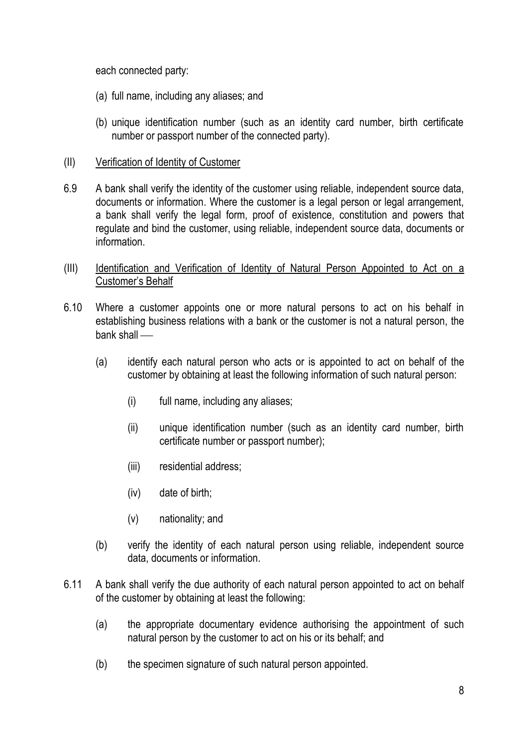each connected party:

(a) full name, including any aliases; and

(b) unique identification number (such as an identity card number, birth certificate number or passport number of the connected party).

(II) <u>Verification of Identity of Customer</u>

6.9 A bank shall verify the identity of the customer using reliable, independent source data, documents or information. Where the customer is a legal person or legal arrangement, a bank shall verify the legal form, proof of existence, constitution and powers that regulate and bind the customer, using reliable, independent source data, documents or information.

(III) <u>Identification and Verification of Identity of Natural Person Appointed to Act on a Customer's Behalf</u>

6.10 Where a customer appoints one or more natural persons to act on his behalf in establishing business relations with a bank or the customer is not a natural person, the bank shall ―

(a) identify each natural person who acts or is appointed to act on behalf of the customer by obtaining at least the following information of such natural person:

(i) full name, including any aliases;

(ii) unique identification number (such as an identity card number, birth certificate number or passport number);

(iii) residential address;

(iv) date of birth;

(v) nationality; and

(b) verify the identity of each natural person using reliable, independent source data, documents or information.

6.11 A bank shall verify the due authority of each natural person appointed to act on behalf of the customer by obtaining at least the following:

(a) the appropriate documentary evidence authorising the appointment of such natural person by the customer to act on his or its behalf; and

(b) the specimen signature of such natural person appointed.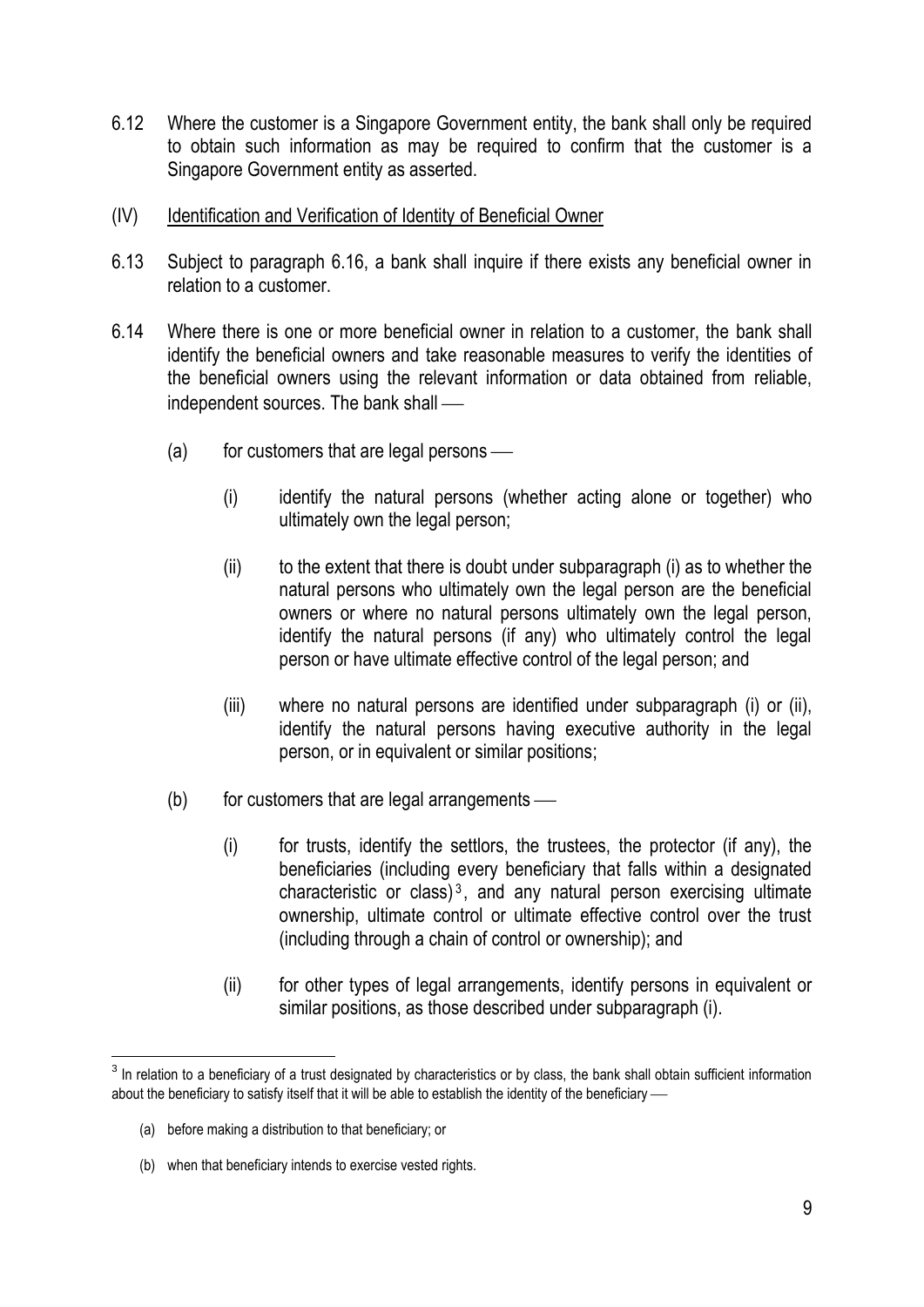6.12 Where the customer is a Singapore Government entity, the bank shall only be required to obtain such information as may be required to confirm that the customer is a Singapore Government entity as asserted.

(IV) Identification and Verification of Identity of Beneficial Owner

6.13 Subject to paragraph 6.16, a bank shall inquire if there exists any beneficial owner in relation to a customer.

6.14 Where there is one or more beneficial owner in relation to a customer, the bank shall identify the beneficial owners and take reasonable measures to verify the identities of the beneficial owners using the relevant information or data obtained from reliable, independent sources. The bank shall ⸺

(a) for customers that are legal persons ⸺

(i) identify the natural persons (whether acting alone or together) who ultimately own the legal person;

(ii) to the extent that there is doubt under subparagraph (i) as to whether the natural persons who ultimately own the legal person are the beneficial owners or where no natural persons ultimately own the legal person, identify the natural persons (if any) who ultimately control the legal person or have ultimate effective control of the legal person; and

(iii) where no natural persons are identified under subparagraph (i) or (ii), identify the natural persons having executive authority in the legal person, or in equivalent or similar positions;

(b) for customers that are legal arrangements ⸺

(i) for trusts, identify the settlors, the trustees, the protector (if any), the beneficiaries (including every beneficiary that falls within a designated characteristic or class)[3], and any natural person exercising ultimate ownership, ultimate control or ultimate effective control over the trust (including through a chain of control or ownership); and

(ii) for other types of legal arrangements, identify persons in equivalent or similar positions, as those described under subparagraph (i).

---

[3] In relation to a beneficiary of a trust designated by characteristics or by class, the bank shall obtain sufficient information about the beneficiary to satisfy itself that it will be able to establish the identity of the beneficiary ⸺

(a) before making a distribution to that beneficiary; or

(b) when that beneficiary intends to exercise vested rights.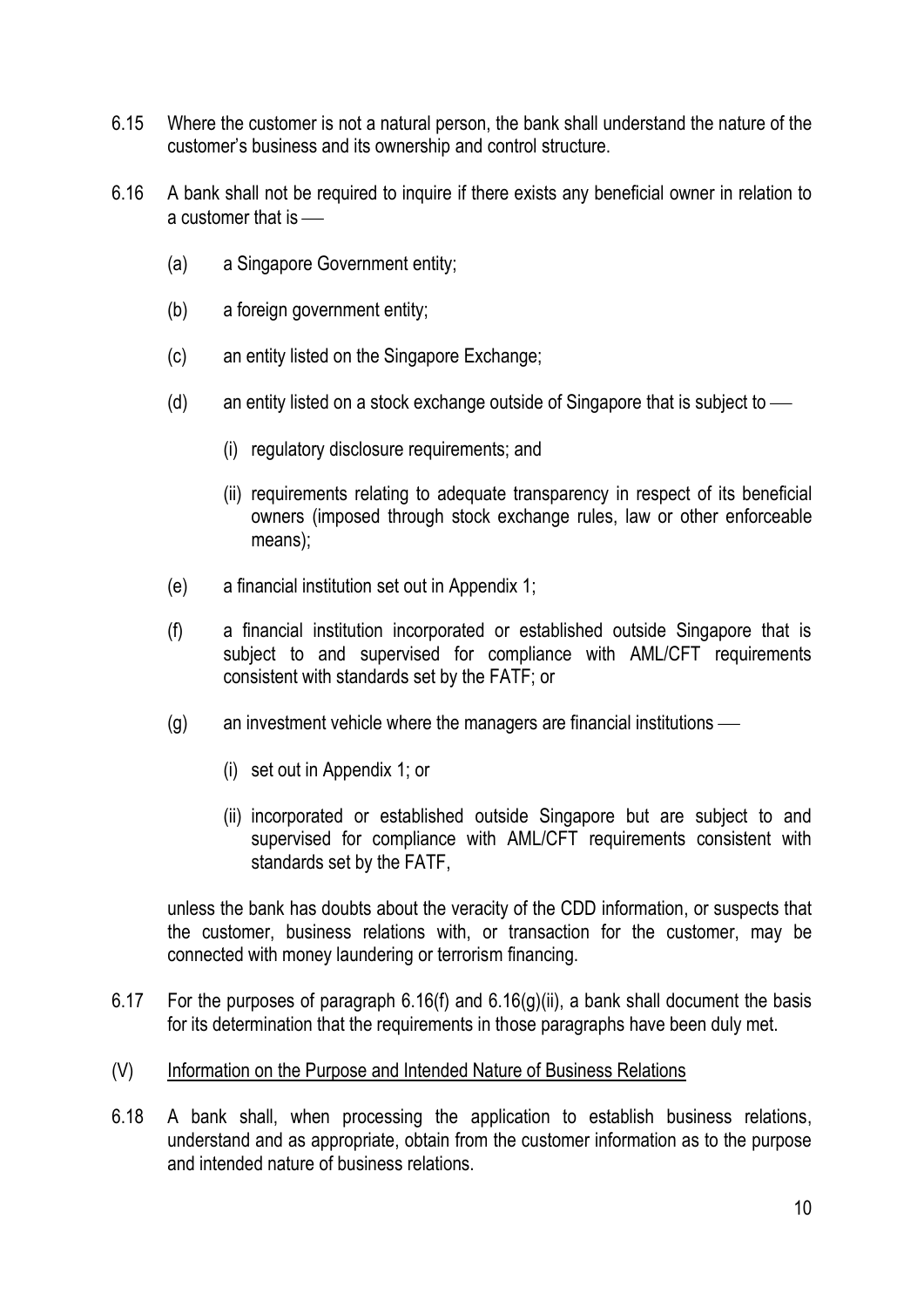6.15 Where the customer is not a natural person, the bank shall understand the nature of the customer's business and its ownership and control structure.

6.16 A bank shall not be required to inquire if there exists any beneficial owner in relation to a customer that is —

(a) a Singapore Government entity;

(b) a foreign government entity;

(c) an entity listed on the Singapore Exchange;

(d) an entity listed on a stock exchange outside of Singapore that is subject to —

(i) regulatory disclosure requirements; and

(ii) requirements relating to adequate transparency in respect of its beneficial owners (imposed through stock exchange rules, law or other enforceable means);

(e) a financial institution set out in Appendix 1;

(f) a financial institution incorporated or established outside Singapore that is subject to and supervised for compliance with AML/CFT requirements consistent with standards set by the FATF; or

(g) an investment vehicle where the managers are financial institutions —

(i) set out in Appendix 1; or

(ii) incorporated or established outside Singapore but are subject to and supervised for compliance with AML/CFT requirements consistent with standards set by the FATF,

unless the bank has doubts about the veracity of the CDD information, or suspects that the customer, business relations with, or transaction for the customer, may be connected with money laundering or terrorism financing.

6.17 For the purposes of paragraph 6.16(f) and 6.16(g)(ii), a bank shall document the basis for its determination that the requirements in those paragraphs have been duly met.

(V) <u>Information on the Purpose and Intended Nature of Business Relations</u>

6.18 A bank shall, when processing the application to establish business relations, understand and as appropriate, obtain from the customer information as to the purpose and intended nature of business relations.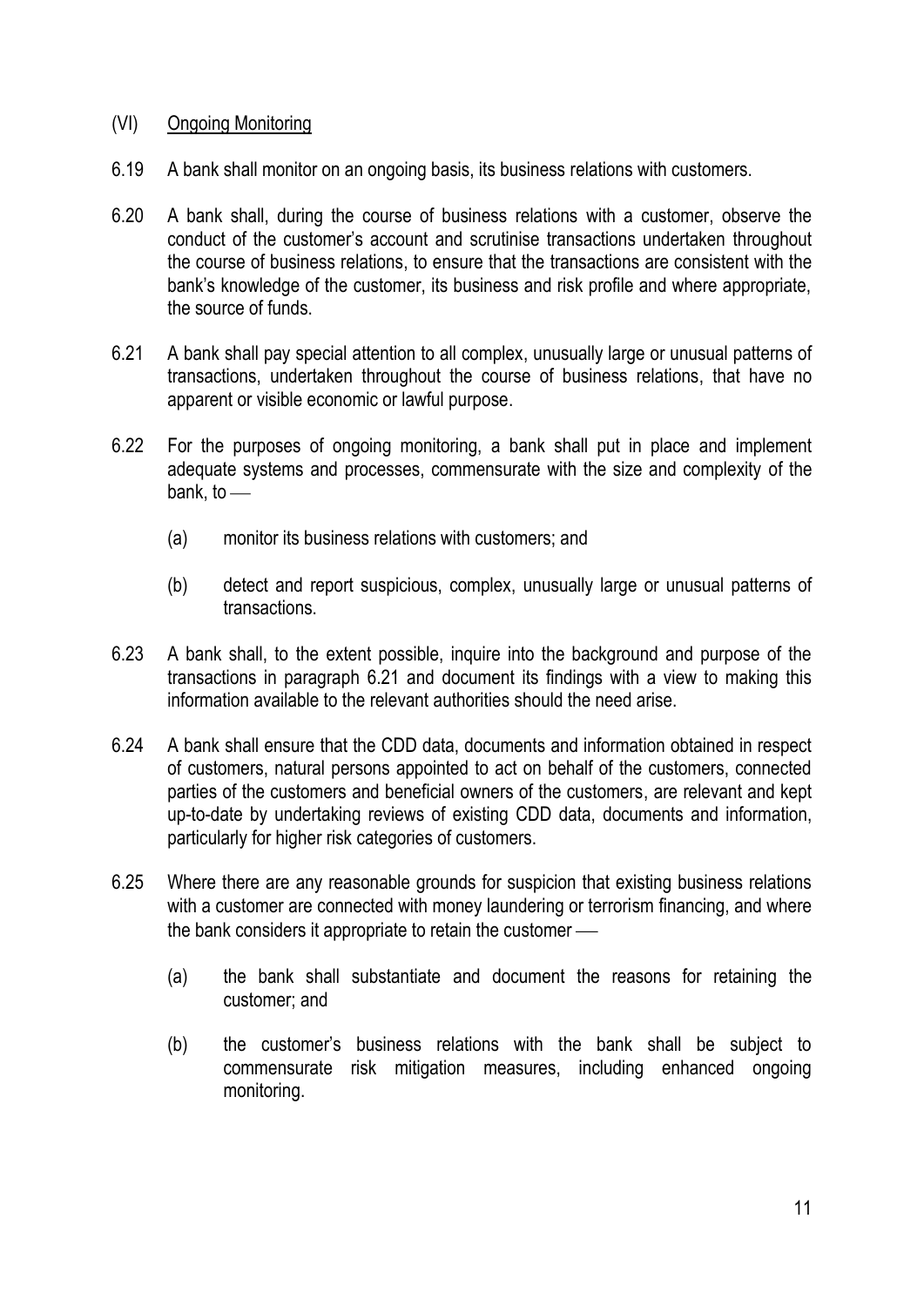## (VI) Ongoing Monitoring

6.19 A bank shall monitor on an ongoing basis, its business relations with customers.

6.20 A bank shall, during the course of business relations with a customer, observe the conduct of the customer's account and scrutinise transactions undertaken throughout the course of business relations, to ensure that the transactions are consistent with the bank's knowledge of the customer, its business and risk profile and where appropriate, the source of funds.

6.21 A bank shall pay special attention to all complex, unusually large or unusual patterns of transactions, undertaken throughout the course of business relations, that have no apparent or visible economic or lawful purpose.

6.22 For the purposes of ongoing monitoring, a bank shall put in place and implement adequate systems and processes, commensurate with the size and complexity of the bank, to —

(a) monitor its business relations with customers; and

(b) detect and report suspicious, complex, unusually large or unusual patterns of transactions.

6.23 A bank shall, to the extent possible, inquire into the background and purpose of the transactions in paragraph 6.21 and document its findings with a view to making this information available to the relevant authorities should the need arise.

6.24 A bank shall ensure that the CDD data, documents and information obtained in respect of customers, natural persons appointed to act on behalf of the customers, connected parties of the customers and beneficial owners of the customers, are relevant and kept up-to-date by undertaking reviews of existing CDD data, documents and information, particularly for higher risk categories of customers.

6.25 Where there are any reasonable grounds for suspicion that existing business relations with a customer are connected with money laundering or terrorism financing, and where the bank considers it appropriate to retain the customer —

(a) the bank shall substantiate and document the reasons for retaining the customer; and

(b) the customer's business relations with the bank shall be subject to commensurate risk mitigation measures, including enhanced ongoing monitoring.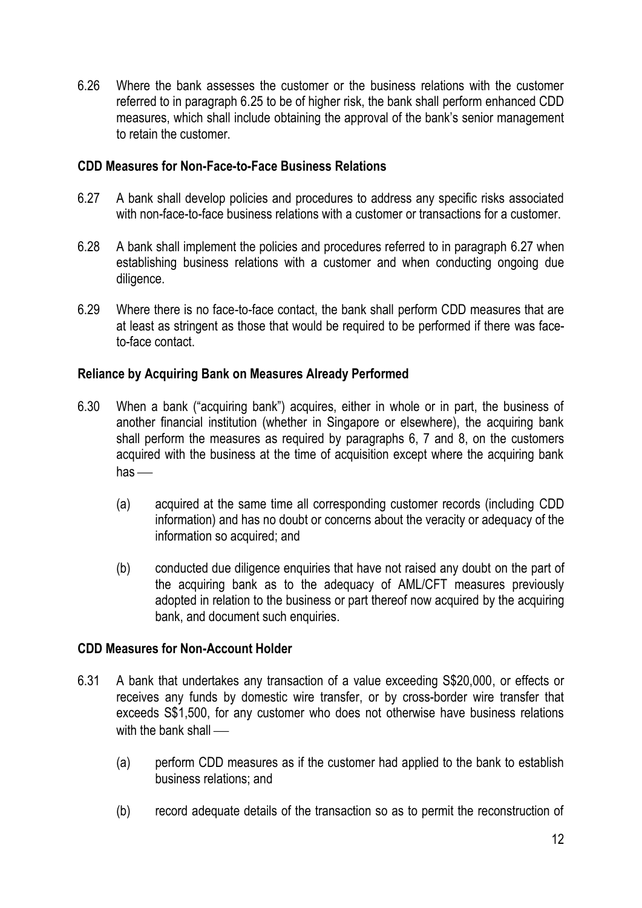6.26 Where the bank assesses the customer or the business relations with the customer referred to in paragraph 6.25 to be of higher risk, the bank shall perform enhanced CDD measures, which shall include obtaining the approval of the bank's senior management to retain the customer.

**CDD Measures for Non-Face-to-Face Business Relations**

6.27 A bank shall develop policies and procedures to address any specific risks associated with non-face-to-face business relations with a customer or transactions for a customer.

6.28 A bank shall implement the policies and procedures referred to in paragraph 6.27 when establishing business relations with a customer and when conducting ongoing due diligence.

6.29 Where there is no face-to-face contact, the bank shall perform CDD measures that are at least as stringent as those that would be required to be performed if there was face-to-face contact.

**Reliance by Acquiring Bank on Measures Already Performed**

6.30 When a bank ("acquiring bank") acquires, either in whole or in part, the business of another financial institution (whether in Singapore or elsewhere), the acquiring bank shall perform the measures as required by paragraphs 6, 7 and 8, on the customers acquired with the business at the time of acquisition except where the acquiring bank has —

(a) acquired at the same time all corresponding customer records (including CDD information) and has no doubt or concerns about the veracity or adequacy of the information so acquired; and

(b) conducted due diligence enquiries that have not raised any doubt on the part of the acquiring bank as to the adequacy of AML/CFT measures previously adopted in relation to the business or part thereof now acquired by the acquiring bank, and document such enquiries.

**CDD Measures for Non-Account Holder**

6.31 A bank that undertakes any transaction of a value exceeding S$20,000, or effects or receives any funds by domestic wire transfer, or by cross-border wire transfer that exceeds S$1,500, for any customer who does not otherwise have business relations with the bank shall —

(a) perform CDD measures as if the customer had applied to the bank to establish business relations; and

(b) record adequate details of the transaction so as to permit the reconstruction of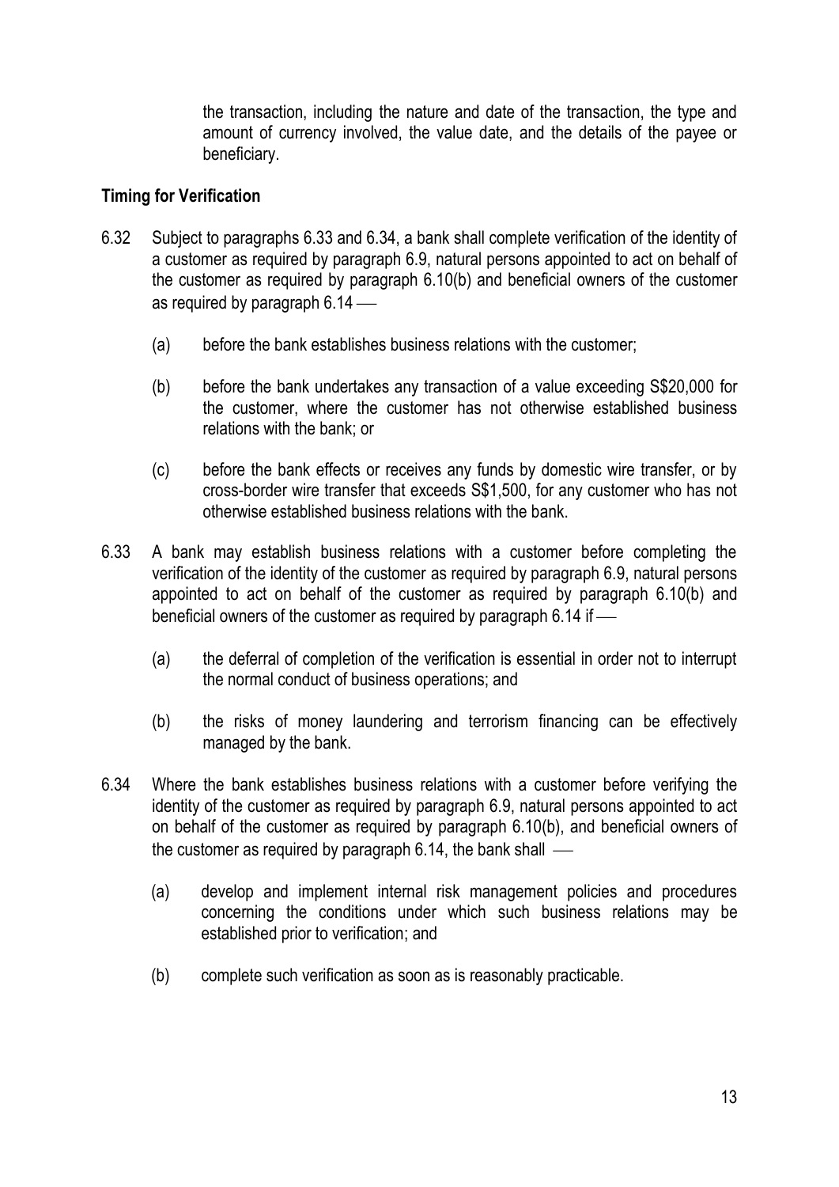the transaction, including the nature and date of the transaction, the type and amount of currency involved, the value date, and the details of the payee or beneficiary.

**Timing for Verification**

6.32 Subject to paragraphs 6.33 and 6.34, a bank shall complete verification of the identity of a customer as required by paragraph 6.9, natural persons appointed to act on behalf of the customer as required by paragraph 6.10(b) and beneficial owners of the customer as required by paragraph 6.14 —

(a) before the bank establishes business relations with the customer;

(b) before the bank undertakes any transaction of a value exceeding S$20,000 for the customer, where the customer has not otherwise established business relations with the bank; or

(c) before the bank effects or receives any funds by domestic wire transfer, or by cross-border wire transfer that exceeds S$1,500, for any customer who has not otherwise established business relations with the bank.

6.33 A bank may establish business relations with a customer before completing the verification of the identity of the customer as required by paragraph 6.9, natural persons appointed to act on behalf of the customer as required by paragraph 6.10(b) and beneficial owners of the customer as required by paragraph 6.14 if —

(a) the deferral of completion of the verification is essential in order not to interrupt the normal conduct of business operations; and

(b) the risks of money laundering and terrorism financing can be effectively managed by the bank.

6.34 Where the bank establishes business relations with a customer before verifying the identity of the customer as required by paragraph 6.9, natural persons appointed to act on behalf of the customer as required by paragraph 6.10(b), and beneficial owners of the customer as required by paragraph 6.14, the bank shall —

(a) develop and implement internal risk management policies and procedures concerning the conditions under which such business relations may be established prior to verification; and

(b) complete such verification as soon as is reasonably practicable.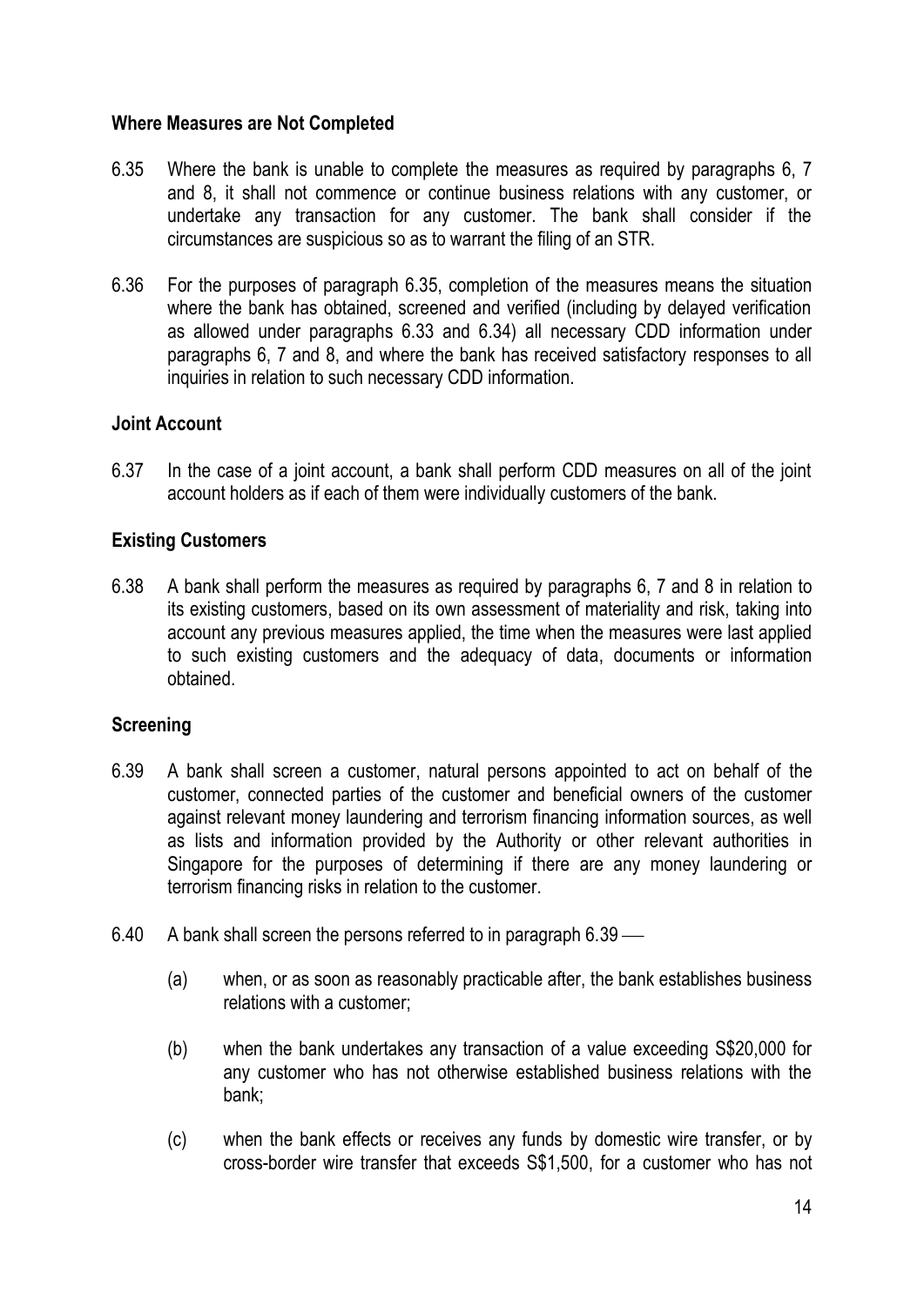**Where Measures are Not Completed**

6.35 Where the bank is unable to complete the measures as required by paragraphs 6, 7 and 8, it shall not commence or continue business relations with any customer, or undertake any transaction for any customer. The bank shall consider if the circumstances are suspicious so as to warrant the filing of an STR.

6.36 For the purposes of paragraph 6.35, completion of the measures means the situation where the bank has obtained, screened and verified (including by delayed verification as allowed under paragraphs 6.33 and 6.34) all necessary CDD information under paragraphs 6, 7 and 8, and where the bank has received satisfactory responses to all inquiries in relation to such necessary CDD information.

**Joint Account**

6.37 In the case of a joint account, a bank shall perform CDD measures on all of the joint account holders as if each of them were individually customers of the bank.

**Existing Customers**

6.38 A bank shall perform the measures as required by paragraphs 6, 7 and 8 in relation to its existing customers, based on its own assessment of materiality and risk, taking into account any previous measures applied, the time when the measures were last applied to such existing customers and the adequacy of data, documents or information obtained.

**Screening**

6.39 A bank shall screen a customer, natural persons appointed to act on behalf of the customer, connected parties of the customer and beneficial owners of the customer against relevant money laundering and terrorism financing information sources, as well as lists and information provided by the Authority or other relevant authorities in Singapore for the purposes of determining if there are any money laundering or terrorism financing risks in relation to the customer.

6.40 A bank shall screen the persons referred to in paragraph 6.39 ―

(a) when, or as soon as reasonably practicable after, the bank establishes business relations with a customer;

(b) when the bank undertakes any transaction of a value exceeding S$20,000 for any customer who has not otherwise established business relations with the bank;

(c) when the bank effects or receives any funds by domestic wire transfer, or by cross-border wire transfer that exceeds S$1,500, for a customer who has not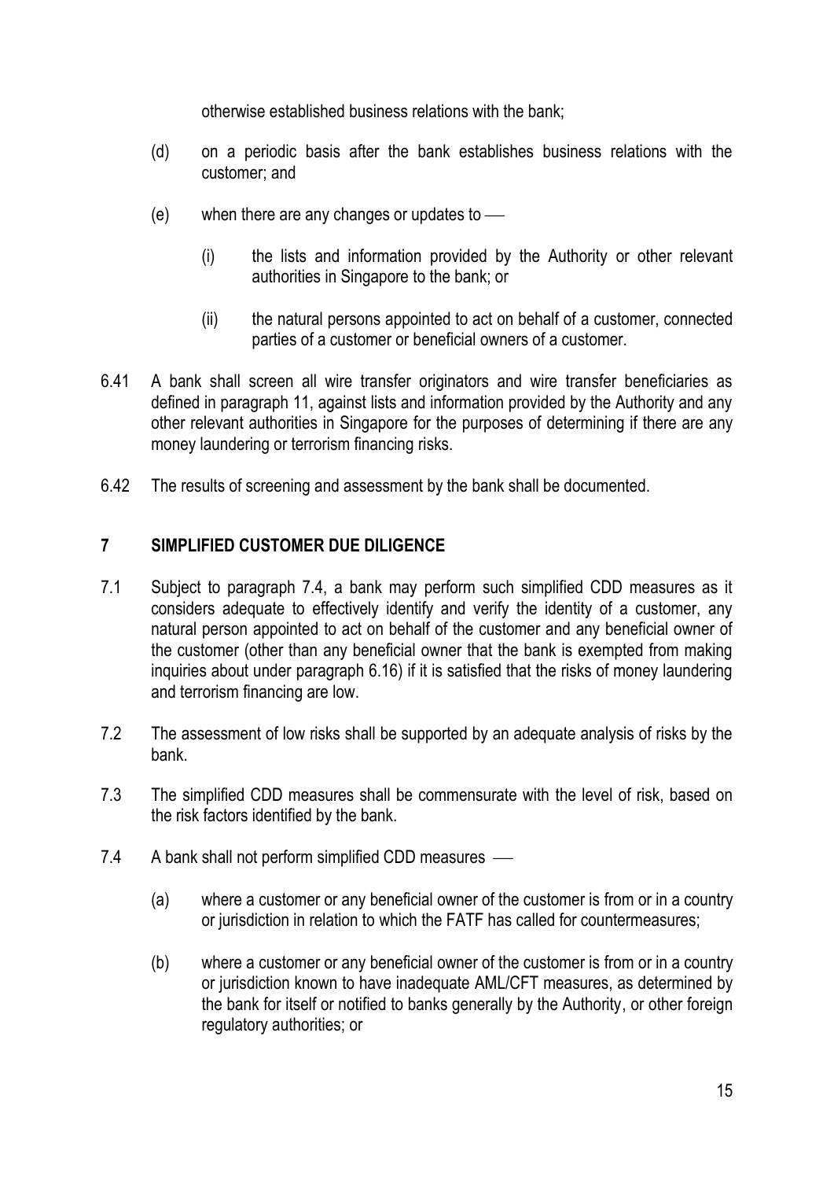otherwise established business relations with the bank;

(d) on a periodic basis after the bank establishes business relations with the customer; and

(e) when there are any changes or updates to —

(i) the lists and information provided by the Authority or other relevant authorities in Singapore to the bank; or

(ii) the natural persons appointed to act on behalf of a customer, connected parties of a customer or beneficial owners of a customer.

6.41 A bank shall screen all wire transfer originators and wire transfer beneficiaries as defined in paragraph 11, against lists and information provided by the Authority and any other relevant authorities in Singapore for the purposes of determining if there are any money laundering or terrorism financing risks.

6.42 The results of screening and assessment by the bank shall be documented.

## 7 SIMPLIFIED CUSTOMER DUE DILIGENCE

7.1 Subject to paragraph 7.4, a bank may perform such simplified CDD measures as it considers adequate to effectively identify and verify the identity of a customer, any natural person appointed to act on behalf of the customer and any beneficial owner of the customer (other than any beneficial owner that the bank is exempted from making inquiries about under paragraph 6.16) if it is satisfied that the risks of money laundering and terrorism financing are low.

7.2 The assessment of low risks shall be supported by an adequate analysis of risks by the bank.

7.3 The simplified CDD measures shall be commensurate with the level of risk, based on the risk factors identified by the bank.

7.4 A bank shall not perform simplified CDD measures —

(a) where a customer or any beneficial owner of the customer is from or in a country or jurisdiction in relation to which the FATF has called for countermeasures;

(b) where a customer or any beneficial owner of the customer is from or in a country or jurisdiction known to have inadequate AML/CFT measures, as determined by the bank for itself or notified to banks generally by the Authority, or other foreign regulatory authorities; or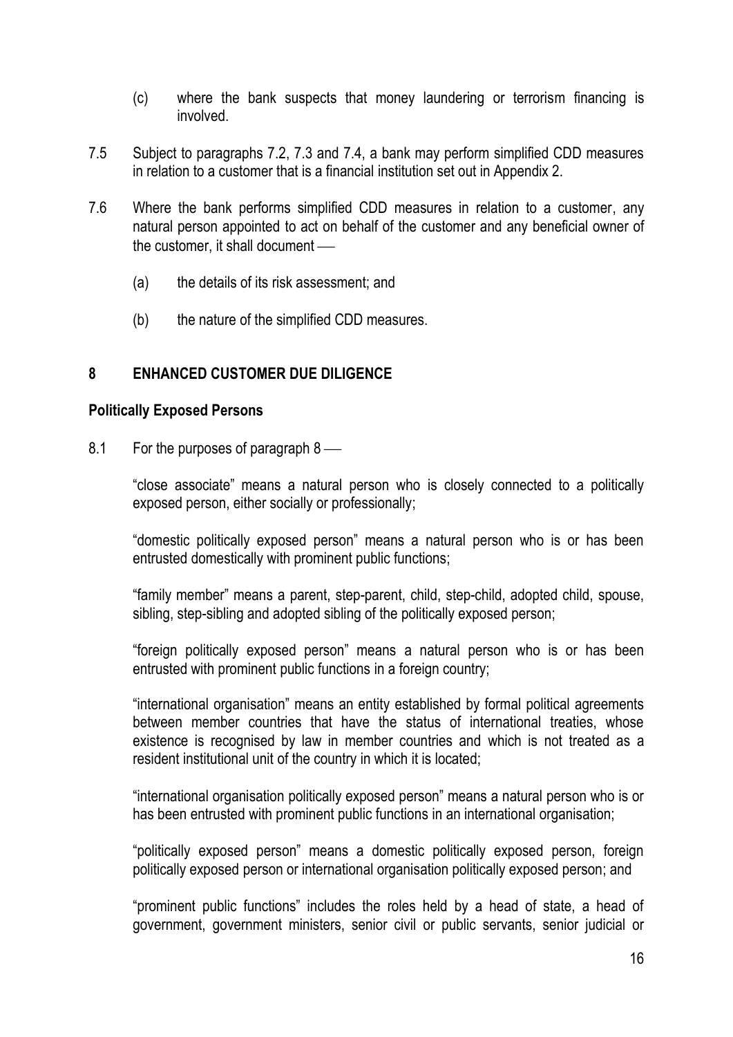(c) where the bank suspects that money laundering or terrorism financing is involved.

7.5 Subject to paragraphs 7.2, 7.3 and 7.4, a bank may perform simplified CDD measures in relation to a customer that is a financial institution set out in Appendix 2.

7.6 Where the bank performs simplified CDD measures in relation to a customer, any natural person appointed to act on behalf of the customer and any beneficial owner of the customer, it shall document —

(a) the details of its risk assessment; and

(b) the nature of the simplified CDD measures.

## 8 ENHANCED CUSTOMER DUE DILIGENCE

### Politically Exposed Persons

8.1 For the purposes of paragraph 8 —

"close associate" means a natural person who is closely connected to a politically exposed person, either socially or professionally;

"domestic politically exposed person" means a natural person who is or has been entrusted domestically with prominent public functions;

"family member" means a parent, step-parent, child, step-child, adopted child, spouse, sibling, step-sibling and adopted sibling of the politically exposed person;

"foreign politically exposed person" means a natural person who is or has been entrusted with prominent public functions in a foreign country;

"international organisation" means an entity established by formal political agreements between member countries that have the status of international treaties, whose existence is recognised by law in member countries and which is not treated as a resident institutional unit of the country in which it is located;

"international organisation politically exposed person" means a natural person who is or has been entrusted with prominent public functions in an international organisation;

"politically exposed person" means a domestic politically exposed person, foreign politically exposed person or international organisation politically exposed person; and

"prominent public functions" includes the roles held by a head of state, a head of government, government ministers, senior civil or public servants, senior judicial or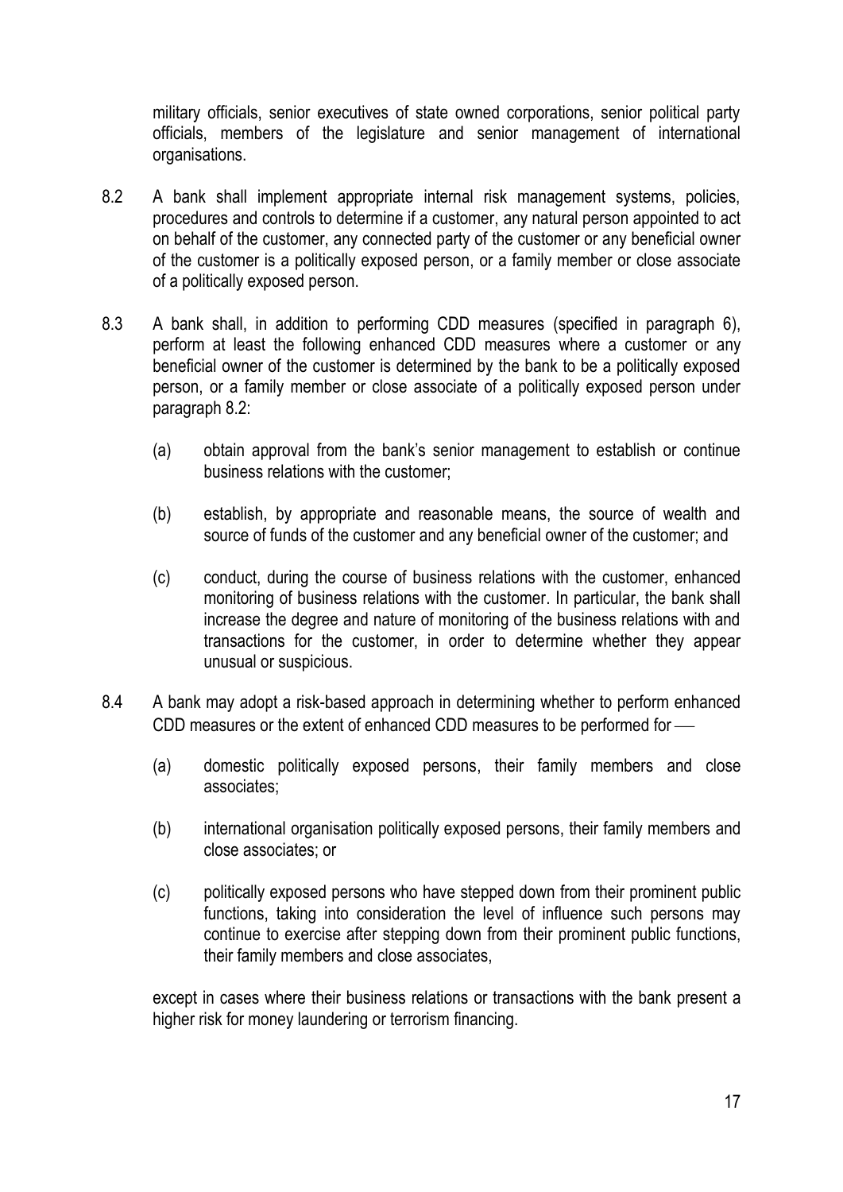military officials, senior executives of state owned corporations, senior political party officials, members of the legislature and senior management of international organisations.

8.2 A bank shall implement appropriate internal risk management systems, policies, procedures and controls to determine if a customer, any natural person appointed to act on behalf of the customer, any connected party of the customer or any beneficial owner of the customer is a politically exposed person, or a family member or close associate of a politically exposed person.

8.3 A bank shall, in addition to performing CDD measures (specified in paragraph 6), perform at least the following enhanced CDD measures where a customer or any beneficial owner of the customer is determined by the bank to be a politically exposed person, or a family member or close associate of a politically exposed person under paragraph 8.2:

(a) obtain approval from the bank's senior management to establish or continue business relations with the customer;

(b) establish, by appropriate and reasonable means, the source of wealth and source of funds of the customer and any beneficial owner of the customer; and

(c) conduct, during the course of business relations with the customer, enhanced monitoring of business relations with the customer. In particular, the bank shall increase the degree and nature of monitoring of the business relations with and transactions for the customer, in order to determine whether they appear unusual or suspicious.

8.4 A bank may adopt a risk-based approach in determining whether to perform enhanced CDD measures or the extent of enhanced CDD measures to be performed for —

(a) domestic politically exposed persons, their family members and close associates;

(b) international organisation politically exposed persons, their family members and close associates; or

(c) politically exposed persons who have stepped down from their prominent public functions, taking into consideration the level of influence such persons may continue to exercise after stepping down from their prominent public functions, their family members and close associates,

except in cases where their business relations or transactions with the bank present a higher risk for money laundering or terrorism financing.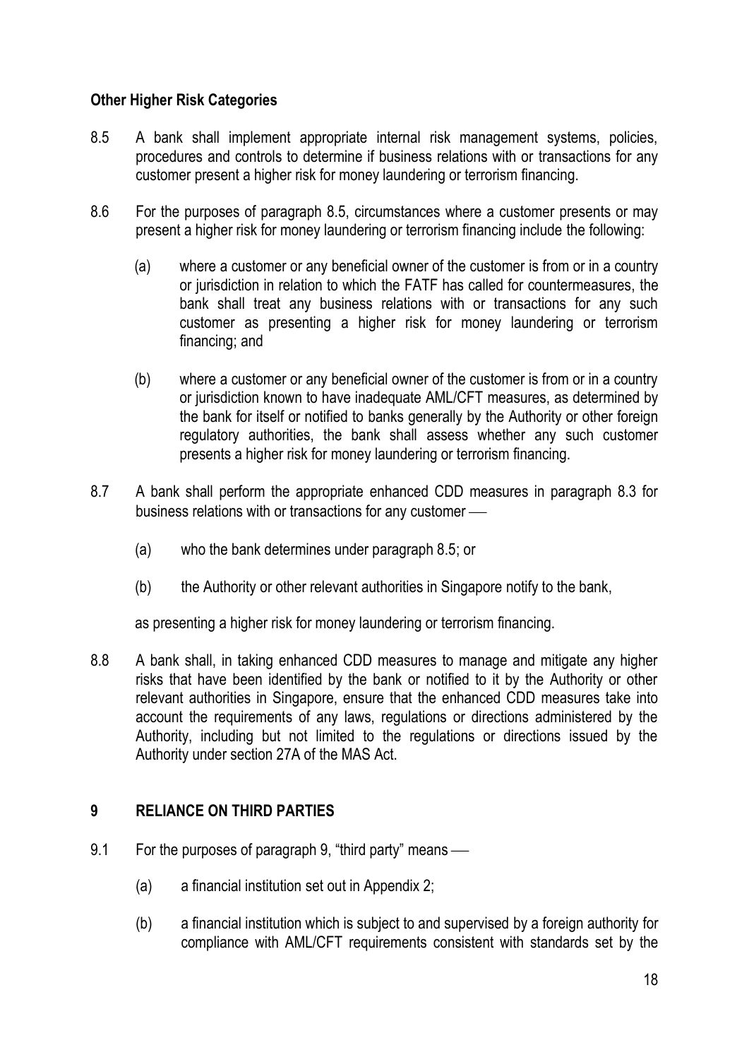**Other Higher Risk Categories**

8.5 A bank shall implement appropriate internal risk management systems, policies, procedures and controls to determine if business relations with or transactions for any customer present a higher risk for money laundering or terrorism financing.

8.6 For the purposes of paragraph 8.5, circumstances where a customer presents or may present a higher risk for money laundering or terrorism financing include the following:

(a) where a customer or any beneficial owner of the customer is from or in a country or jurisdiction in relation to which the FATF has called for countermeasures, the bank shall treat any business relations with or transactions for any such customer as presenting a higher risk for money laundering or terrorism financing; and

(b) where a customer or any beneficial owner of the customer is from or in a country or jurisdiction known to have inadequate AML/CFT measures, as determined by the bank for itself or notified to banks generally by the Authority or other foreign regulatory authorities, the bank shall assess whether any such customer presents a higher risk for money laundering or terrorism financing.

8.7 A bank shall perform the appropriate enhanced CDD measures in paragraph 8.3 for business relations with or transactions for any customer ―

(a) who the bank determines under paragraph 8.5; or

(b) the Authority or other relevant authorities in Singapore notify to the bank,

as presenting a higher risk for money laundering or terrorism financing.

8.8 A bank shall, in taking enhanced CDD measures to manage and mitigate any higher risks that have been identified by the bank or notified to it by the Authority or other relevant authorities in Singapore, ensure that the enhanced CDD measures take into account the requirements of any laws, regulations or directions administered by the Authority, including but not limited to the regulations or directions issued by the Authority under section 27A of the MAS Act.

## 9 RELIANCE ON THIRD PARTIES

9.1 For the purposes of paragraph 9, "third party" means ―

(a) a financial institution set out in Appendix 2;

(b) a financial institution which is subject to and supervised by a foreign authority for compliance with AML/CFT requirements consistent with standards set by the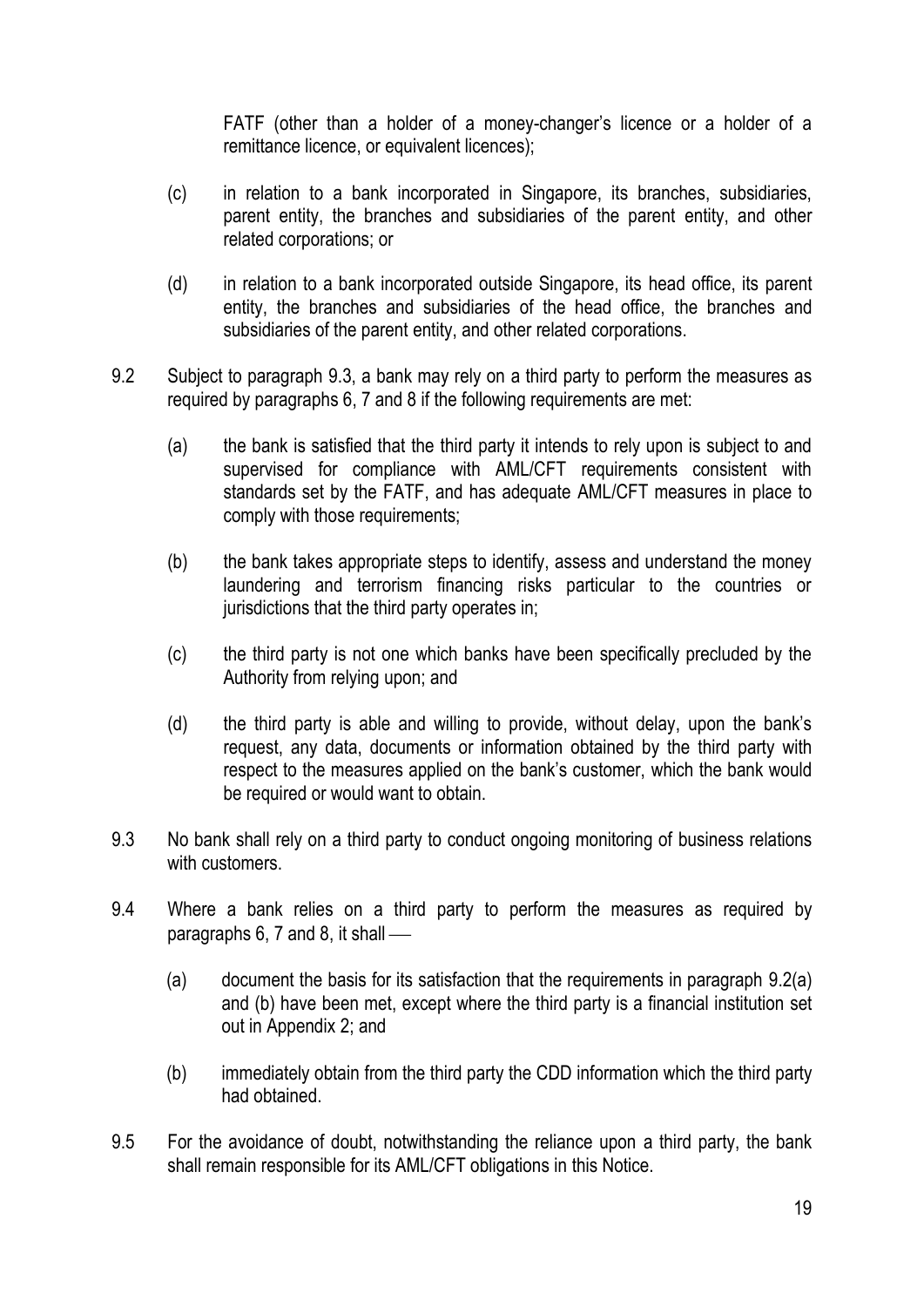FATF (other than a holder of a money-changer's licence or a holder of a remittance licence, or equivalent licences);

(c) in relation to a bank incorporated in Singapore, its branches, subsidiaries, parent entity, the branches and subsidiaries of the parent entity, and other related corporations; or

(d) in relation to a bank incorporated outside Singapore, its head office, its parent entity, the branches and subsidiaries of the head office, the branches and subsidiaries of the parent entity, and other related corporations.

9.2 Subject to paragraph 9.3, a bank may rely on a third party to perform the measures as required by paragraphs 6, 7 and 8 if the following requirements are met:

(a) the bank is satisfied that the third party it intends to rely upon is subject to and supervised for compliance with AML/CFT requirements consistent with standards set by the FATF, and has adequate AML/CFT measures in place to comply with those requirements;

(b) the bank takes appropriate steps to identify, assess and understand the money laundering and terrorism financing risks particular to the countries or jurisdictions that the third party operates in;

(c) the third party is not one which banks have been specifically precluded by the Authority from relying upon; and

(d) the third party is able and willing to provide, without delay, upon the bank's request, any data, documents or information obtained by the third party with respect to the measures applied on the bank's customer, which the bank would be required or would want to obtain.

9.3 No bank shall rely on a third party to conduct ongoing monitoring of business relations with customers.

9.4 Where a bank relies on a third party to perform the measures as required by paragraphs 6, 7 and 8, it shall —

(a) document the basis for its satisfaction that the requirements in paragraph 9.2(a) and (b) have been met, except where the third party is a financial institution set out in Appendix 2; and

(b) immediately obtain from the third party the CDD information which the third party had obtained.

9.5 For the avoidance of doubt, notwithstanding the reliance upon a third party, the bank shall remain responsible for its AML/CFT obligations in this Notice.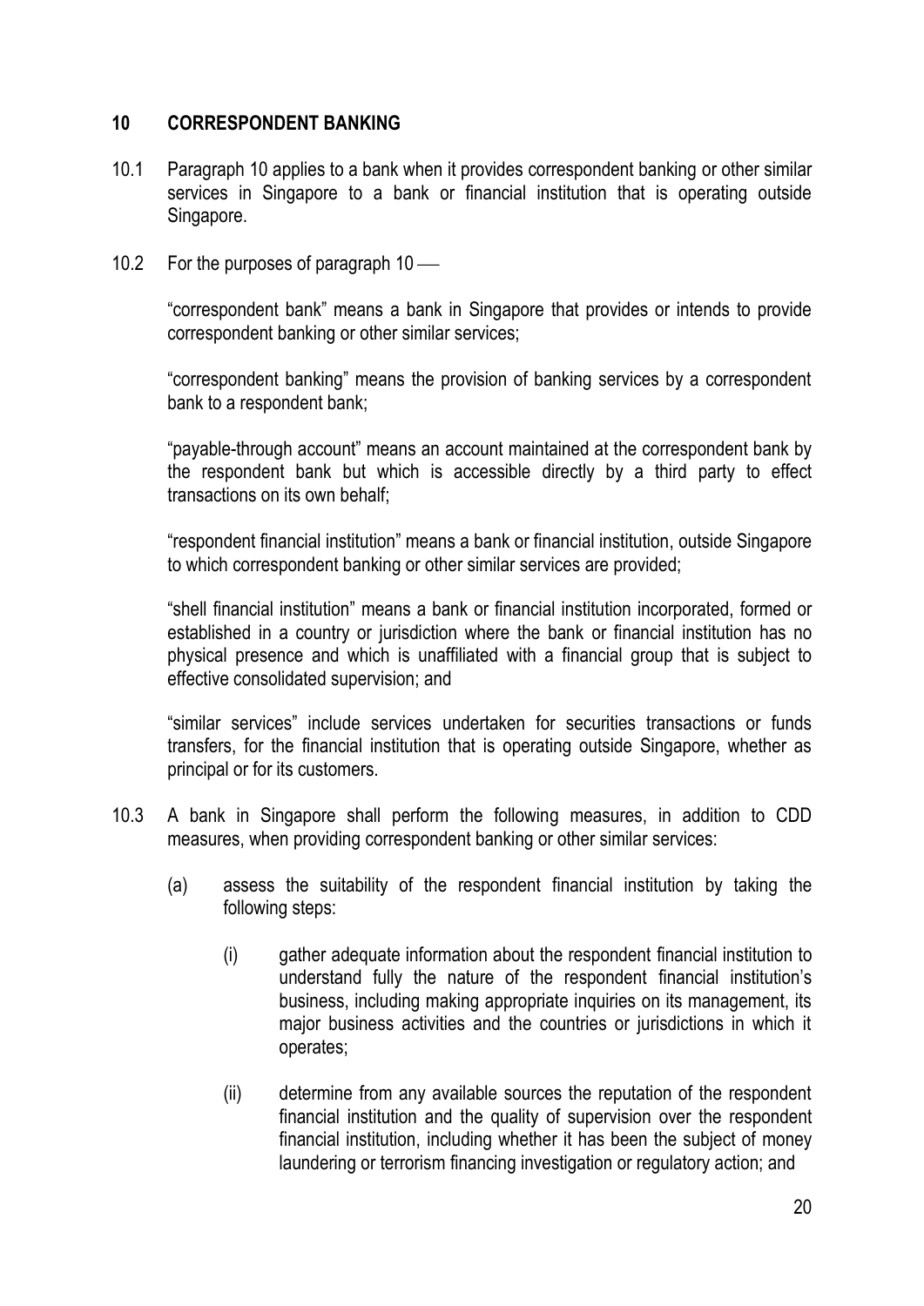## 10 CORRESPONDENT BANKING

10.1 Paragraph 10 applies to a bank when it provides correspondent banking or other similar services in Singapore to a bank or financial institution that is operating outside Singapore.

10.2 For the purposes of paragraph 10 —

"correspondent bank" means a bank in Singapore that provides or intends to provide correspondent banking or other similar services;

"correspondent banking" means the provision of banking services by a correspondent bank to a respondent bank;

"payable-through account" means an account maintained at the correspondent bank by the respondent bank but which is accessible directly by a third party to effect transactions on its own behalf;

"respondent financial institution" means a bank or financial institution, outside Singapore to which correspondent banking or other similar services are provided;

"shell financial institution" means a bank or financial institution incorporated, formed or established in a country or jurisdiction where the bank or financial institution has no physical presence and which is unaffiliated with a financial group that is subject to effective consolidated supervision; and

"similar services" include services undertaken for securities transactions or funds transfers, for the financial institution that is operating outside Singapore, whether as principal or for its customers.

10.3 A bank in Singapore shall perform the following measures, in addition to CDD measures, when providing correspondent banking or other similar services:

(a) assess the suitability of the respondent financial institution by taking the following steps:

(i) gather adequate information about the respondent financial institution to understand fully the nature of the respondent financial institution's business, including making appropriate inquiries on its management, its major business activities and the countries or jurisdictions in which it operates;

(ii) determine from any available sources the reputation of the respondent financial institution and the quality of supervision over the respondent financial institution, including whether it has been the subject of money laundering or terrorism financing investigation or regulatory action; and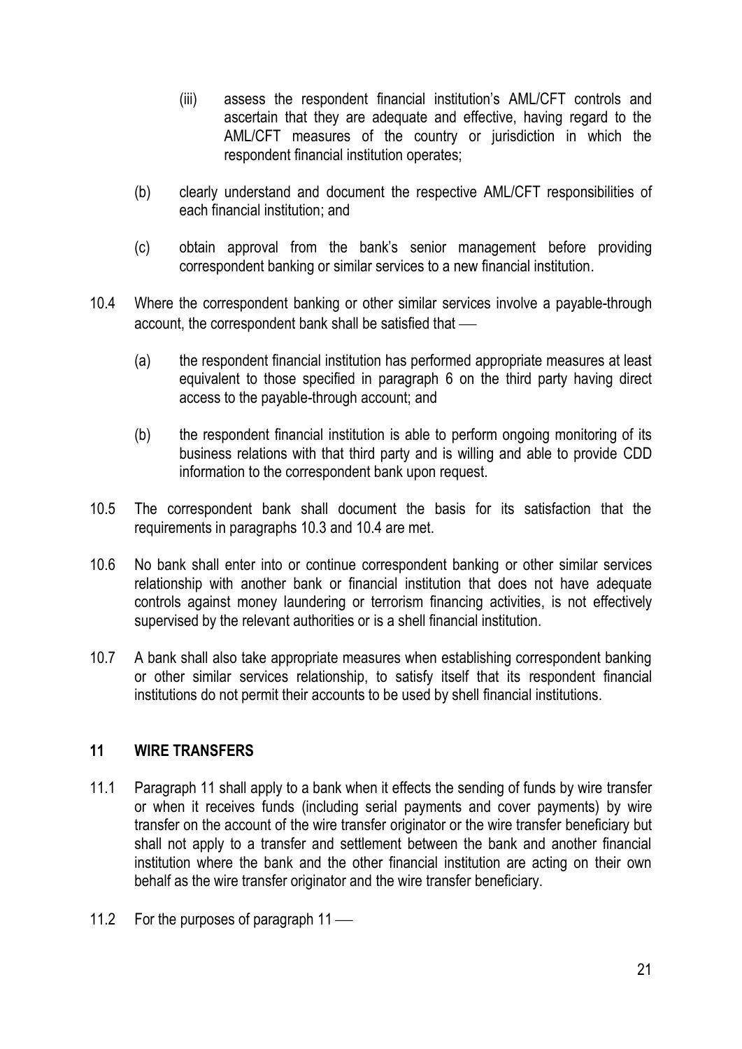(iii) assess the respondent financial institution's AML/CFT controls and ascertain that they are adequate and effective, having regard to the AML/CFT measures of the country or jurisdiction in which the respondent financial institution operates;

(b) clearly understand and document the respective AML/CFT responsibilities of each financial institution; and

(c) obtain approval from the bank's senior management before providing correspondent banking or similar services to a new financial institution.

10.4 Where the correspondent banking or other similar services involve a payable-through account, the correspondent bank shall be satisfied that ―

(a) the respondent financial institution has performed appropriate measures at least equivalent to those specified in paragraph 6 on the third party having direct access to the payable-through account; and

(b) the respondent financial institution is able to perform ongoing monitoring of its business relations with that third party and is willing and able to provide CDD information to the correspondent bank upon request.

10.5 The correspondent bank shall document the basis for its satisfaction that the requirements in paragraphs 10.3 and 10.4 are met.

10.6 No bank shall enter into or continue correspondent banking or other similar services relationship with another bank or financial institution that does not have adequate controls against money laundering or terrorism financing activities, is not effectively supervised by the relevant authorities or is a shell financial institution.

10.7 A bank shall also take appropriate measures when establishing correspondent banking or other similar services relationship, to satisfy itself that its respondent financial institutions do not permit their accounts to be used by shell financial institutions.

## 11 WIRE TRANSFERS

11.1 Paragraph 11 shall apply to a bank when it effects the sending of funds by wire transfer or when it receives funds (including serial payments and cover payments) by wire transfer on the account of the wire transfer originator or the wire transfer beneficiary but shall not apply to a transfer and settlement between the bank and another financial institution where the bank and the other financial institution are acting on their own behalf as the wire transfer originator and the wire transfer beneficiary.

11.2 For the purposes of paragraph 11 ―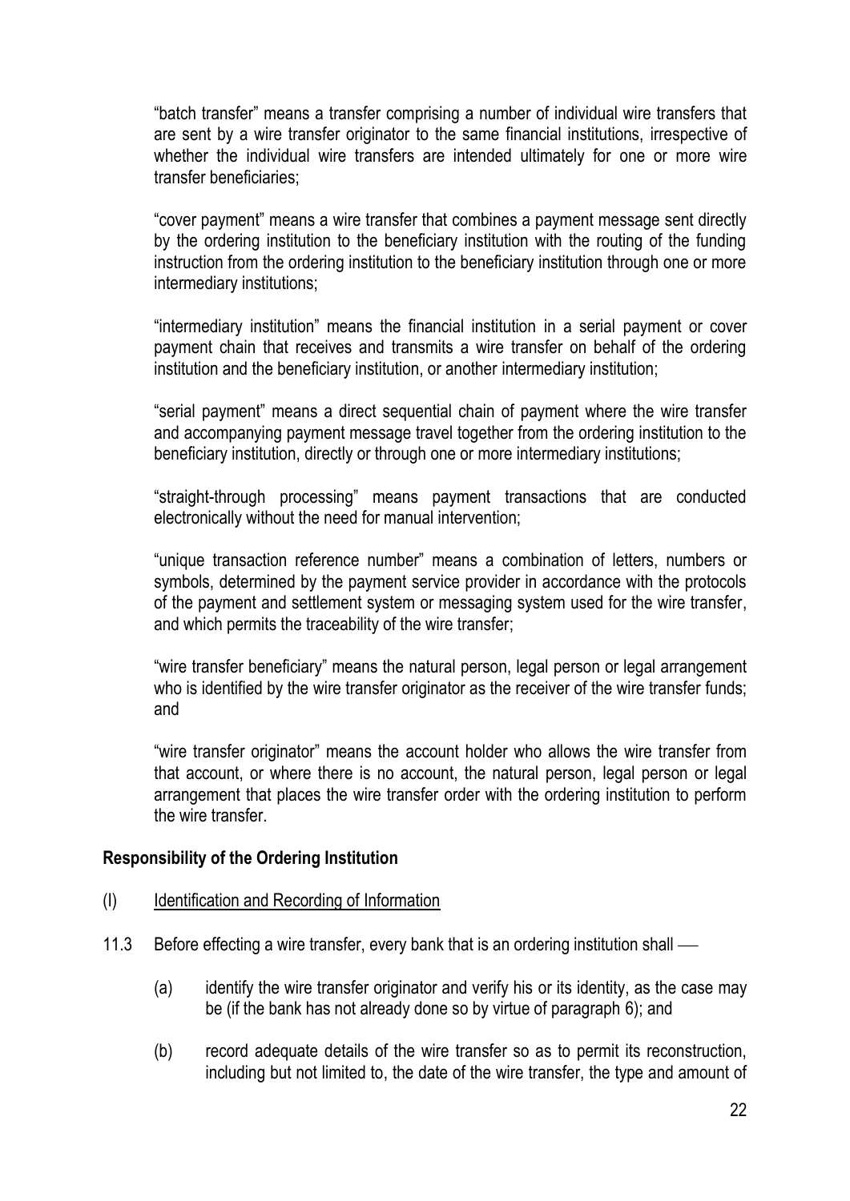"batch transfer" means a transfer comprising a number of individual wire transfers that are sent by a wire transfer originator to the same financial institutions, irrespective of whether the individual wire transfers are intended ultimately for one or more wire transfer beneficiaries;

"cover payment" means a wire transfer that combines a payment message sent directly by the ordering institution to the beneficiary institution with the routing of the funding instruction from the ordering institution to the beneficiary institution through one or more intermediary institutions;

"intermediary institution" means the financial institution in a serial payment or cover payment chain that receives and transmits a wire transfer on behalf of the ordering institution and the beneficiary institution, or another intermediary institution;

"serial payment" means a direct sequential chain of payment where the wire transfer and accompanying payment message travel together from the ordering institution to the beneficiary institution, directly or through one or more intermediary institutions;

"straight-through processing" means payment transactions that are conducted electronically without the need for manual intervention;

"unique transaction reference number" means a combination of letters, numbers or symbols, determined by the payment service provider in accordance with the protocols of the payment and settlement system or messaging system used for the wire transfer, and which permits the traceability of the wire transfer;

"wire transfer beneficiary" means the natural person, legal person or legal arrangement who is identified by the wire transfer originator as the receiver of the wire transfer funds; and

"wire transfer originator" means the account holder who allows the wire transfer from that account, or where there is no account, the natural person, legal person or legal arrangement that places the wire transfer order with the ordering institution to perform the wire transfer.

**Responsibility of the Ordering Institution**

(I) Identification and Recording of Information

11.3 Before effecting a wire transfer, every bank that is an ordering institution shall —

(a) identify the wire transfer originator and verify his or its identity, as the case may be (if the bank has not already done so by virtue of paragraph 6); and

(b) record adequate details of the wire transfer so as to permit its reconstruction, including but not limited to, the date of the wire transfer, the type and amount of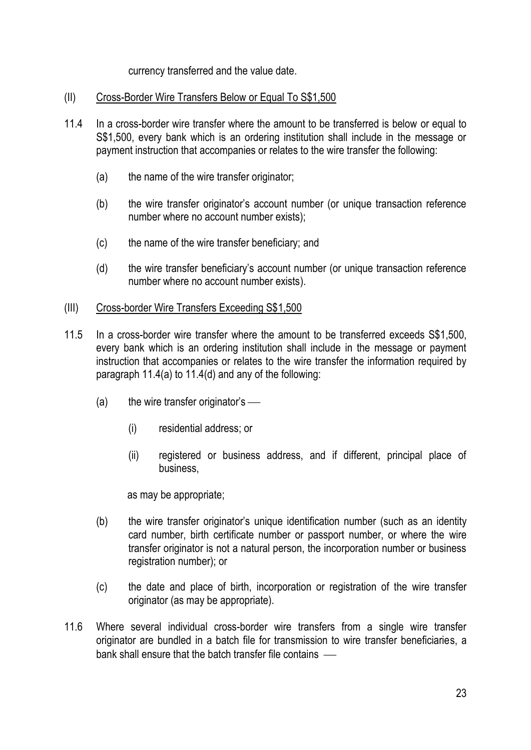currency transferred and the value date.

(II) Cross-Border Wire Transfers Below or Equal To S$1,500

11.4 In a cross-border wire transfer where the amount to be transferred is below or equal to S$1,500, every bank which is an ordering institution shall include in the message or payment instruction that accompanies or relates to the wire transfer the following:

- (a) the name of the wire transfer originator;
- (b) the wire transfer originator's account number (or unique transaction reference number where no account number exists);
- (c) the name of the wire transfer beneficiary; and
- (d) the wire transfer beneficiary's account number (or unique transaction reference number where no account number exists).

(III) Cross-border Wire Transfers Exceeding S$1,500

11.5 In a cross-border wire transfer where the amount to be transferred exceeds S$1,500, every bank which is an ordering institution shall include in the message or payment instruction that accompanies or relates to the wire transfer the information required by paragraph 11.4(a) to 11.4(d) and any of the following:

- (a) the wire transfer originator's —
  - (i) residential address; or
  - (ii) registered or business address, and if different, principal place of business,

  as may be appropriate;
- (b) the wire transfer originator's unique identification number (such as an identity card number, birth certificate number or passport number, or where the wire transfer originator is not a natural person, the incorporation number or business registration number); or
- (c) the date and place of birth, incorporation or registration of the wire transfer originator (as may be appropriate).

11.6 Where several individual cross-border wire transfers from a single wire transfer originator are bundled in a batch file for transmission to wire transfer beneficiaries, a bank shall ensure that the batch transfer file contains —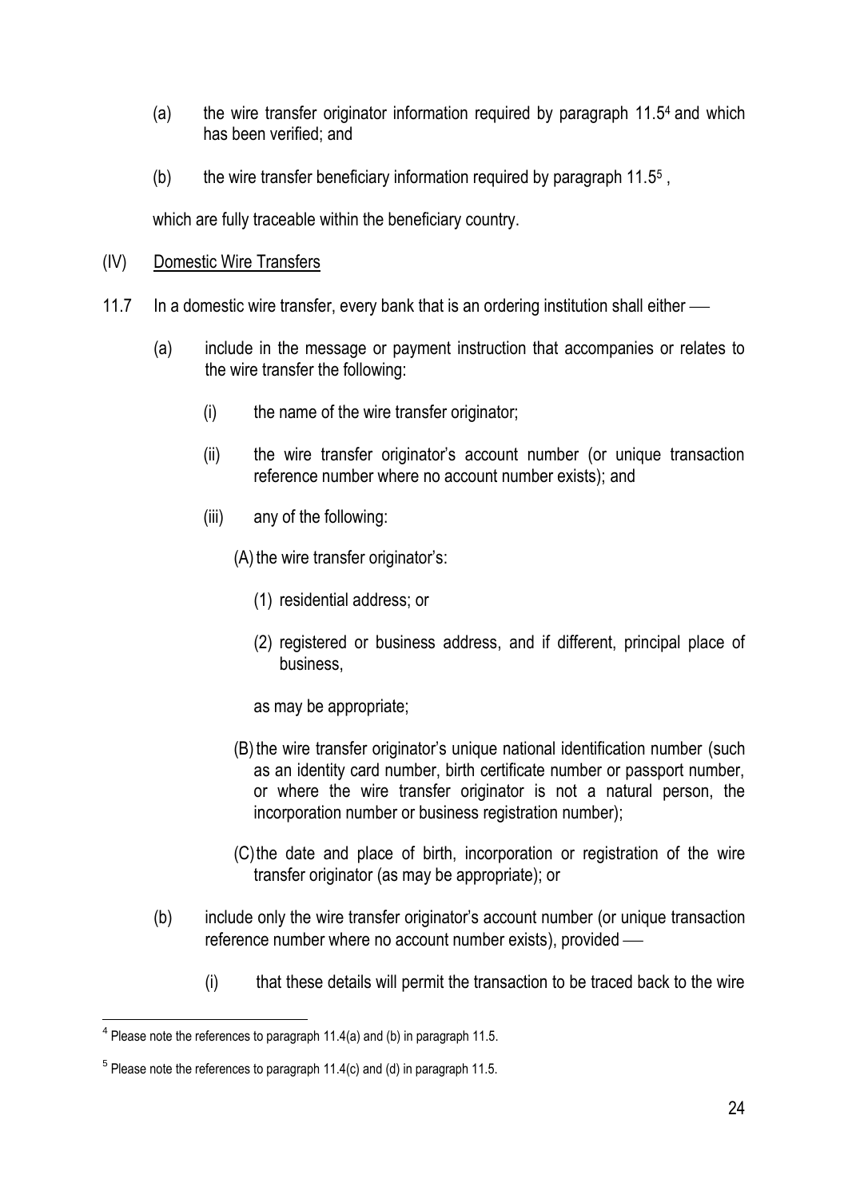(a) the wire transfer originator information required by paragraph 11.5[4] and which has been verified; and

(b) the wire transfer beneficiary information required by paragraph 11.5[5] ,

which are fully traceable within the beneficiary country.

(IV) Domestic Wire Transfers

11.7 In a domestic wire transfer, every bank that is an ordering institution shall either —

(a) include in the message or payment instruction that accompanies or relates to the wire transfer the following:

(i) the name of the wire transfer originator;

(ii) the wire transfer originator's account number (or unique transaction reference number where no account number exists); and

(iii) any of the following:

(A) the wire transfer originator's:

(1) residential address; or

(2) registered or business address, and if different, principal place of business,

as may be appropriate;

(B) the wire transfer originator's unique national identification number (such as an identity card number, birth certificate number or passport number, or where the wire transfer originator is not a natural person, the incorporation number or business registration number);

(C) the date and place of birth, incorporation or registration of the wire transfer originator (as may be appropriate); or

(b) include only the wire transfer originator's account number (or unique transaction reference number where no account number exists), provided —

(i) that these details will permit the transaction to be traced back to the wire

[4] Please note the references to paragraph 11.4(a) and (b) in paragraph 11.5.

[5] Please note the references to paragraph 11.4(c) and (d) in paragraph 11.5.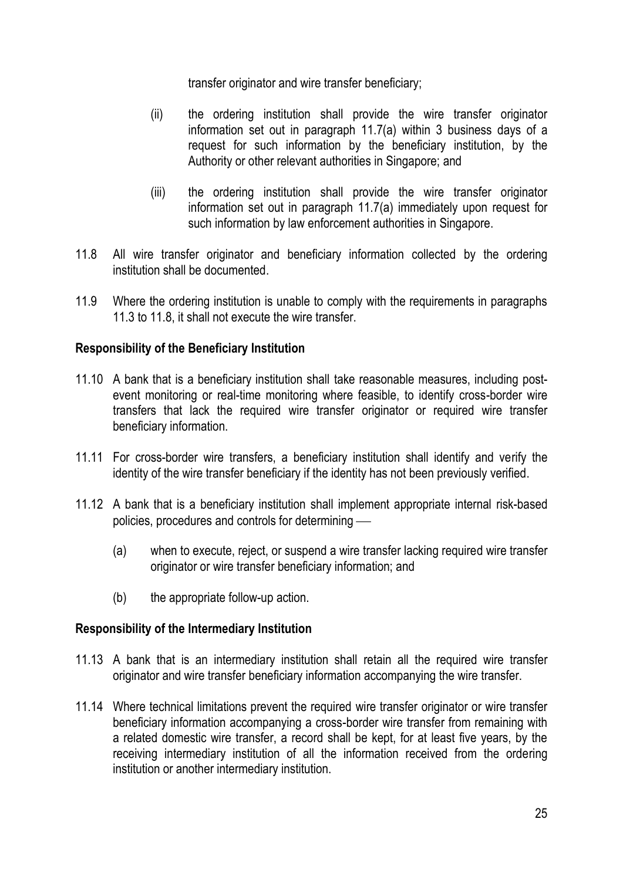transfer originator and wire transfer beneficiary;

(ii) the ordering institution shall provide the wire transfer originator information set out in paragraph 11.7(a) within 3 business days of a request for such information by the beneficiary institution, by the Authority or other relevant authorities in Singapore; and

(iii) the ordering institution shall provide the wire transfer originator information set out in paragraph 11.7(a) immediately upon request for such information by law enforcement authorities in Singapore.

11.8 All wire transfer originator and beneficiary information collected by the ordering institution shall be documented.

11.9 Where the ordering institution is unable to comply with the requirements in paragraphs 11.3 to 11.8, it shall not execute the wire transfer.

**Responsibility of the Beneficiary Institution**

11.10 A bank that is a beneficiary institution shall take reasonable measures, including post-event monitoring or real-time monitoring where feasible, to identify cross-border wire transfers that lack the required wire transfer originator or required wire transfer beneficiary information.

11.11 For cross-border wire transfers, a beneficiary institution shall identify and verify the identity of the wire transfer beneficiary if the identity has not been previously verified.

11.12 A bank that is a beneficiary institution shall implement appropriate internal risk-based policies, procedures and controls for determining —

(a) when to execute, reject, or suspend a wire transfer lacking required wire transfer originator or wire transfer beneficiary information; and

(b) the appropriate follow-up action.

**Responsibility of the Intermediary Institution**

11.13 A bank that is an intermediary institution shall retain all the required wire transfer originator and wire transfer beneficiary information accompanying the wire transfer.

11.14 Where technical limitations prevent the required wire transfer originator or wire transfer beneficiary information accompanying a cross-border wire transfer from remaining with a related domestic wire transfer, a record shall be kept, for at least five years, by the receiving intermediary institution of all the information received from the ordering institution or another intermediary institution.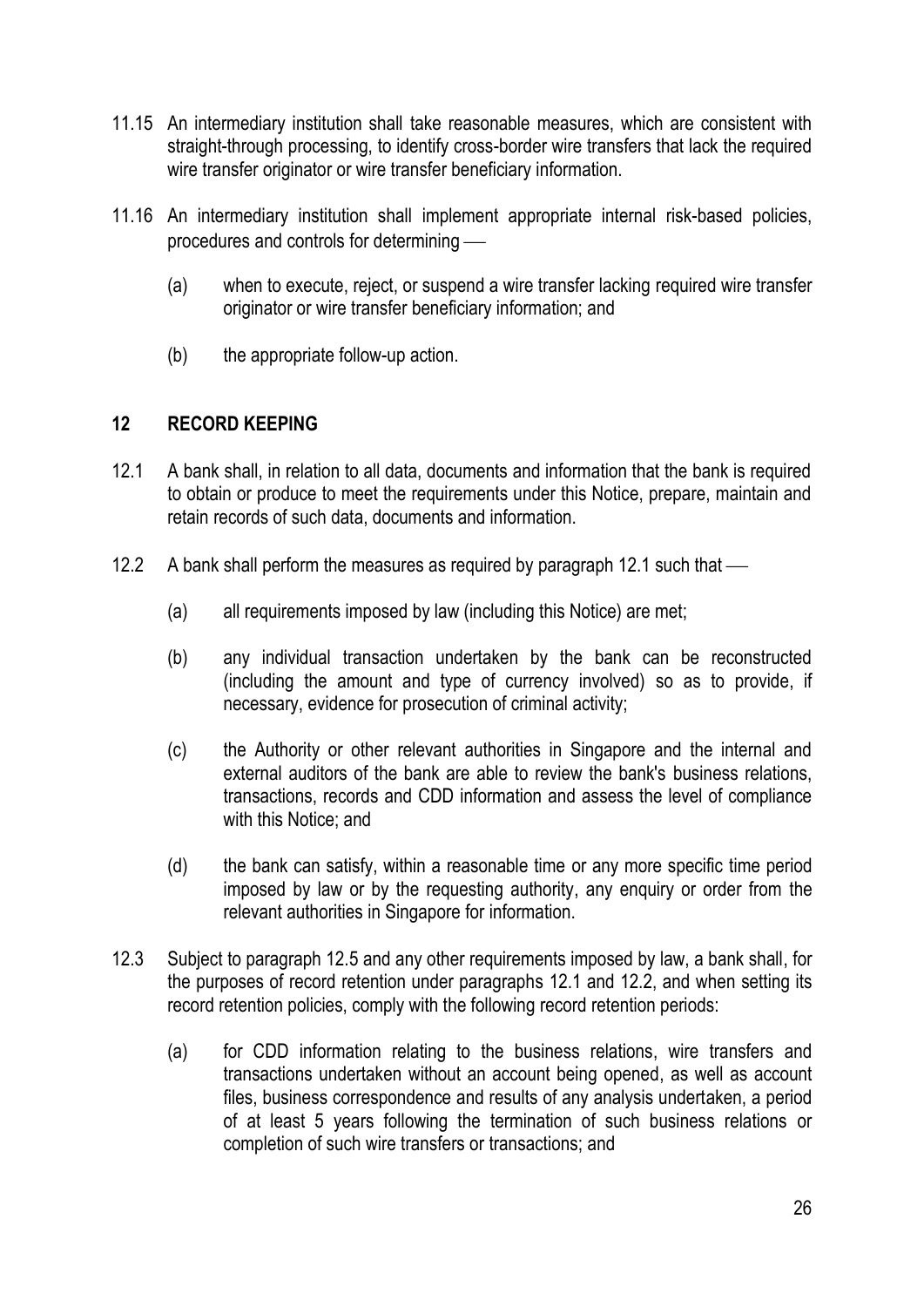11.15 An intermediary institution shall take reasonable measures, which are consistent with straight-through processing, to identify cross-border wire transfers that lack the required wire transfer originator or wire transfer beneficiary information.

11.16 An intermediary institution shall implement appropriate internal risk-based policies, procedures and controls for determining —

(a) when to execute, reject, or suspend a wire transfer lacking required wire transfer originator or wire transfer beneficiary information; and

(b) the appropriate follow-up action.

## 12 RECORD KEEPING

12.1 A bank shall, in relation to all data, documents and information that the bank is required to obtain or produce to meet the requirements under this Notice, prepare, maintain and retain records of such data, documents and information.

12.2 A bank shall perform the measures as required by paragraph 12.1 such that —

(a) all requirements imposed by law (including this Notice) are met;

(b) any individual transaction undertaken by the bank can be reconstructed (including the amount and type of currency involved) so as to provide, if necessary, evidence for prosecution of criminal activity;

(c) the Authority or other relevant authorities in Singapore and the internal and external auditors of the bank are able to review the bank's business relations, transactions, records and CDD information and assess the level of compliance with this Notice; and

(d) the bank can satisfy, within a reasonable time or any more specific time period imposed by law or by the requesting authority, any enquiry or order from the relevant authorities in Singapore for information.

12.3 Subject to paragraph 12.5 and any other requirements imposed by law, a bank shall, for the purposes of record retention under paragraphs 12.1 and 12.2, and when setting its record retention policies, comply with the following record retention periods:

(a) for CDD information relating to the business relations, wire transfers and transactions undertaken without an account being opened, as well as account files, business correspondence and results of any analysis undertaken, a period of at least 5 years following the termination of such business relations or completion of such wire transfers or transactions; and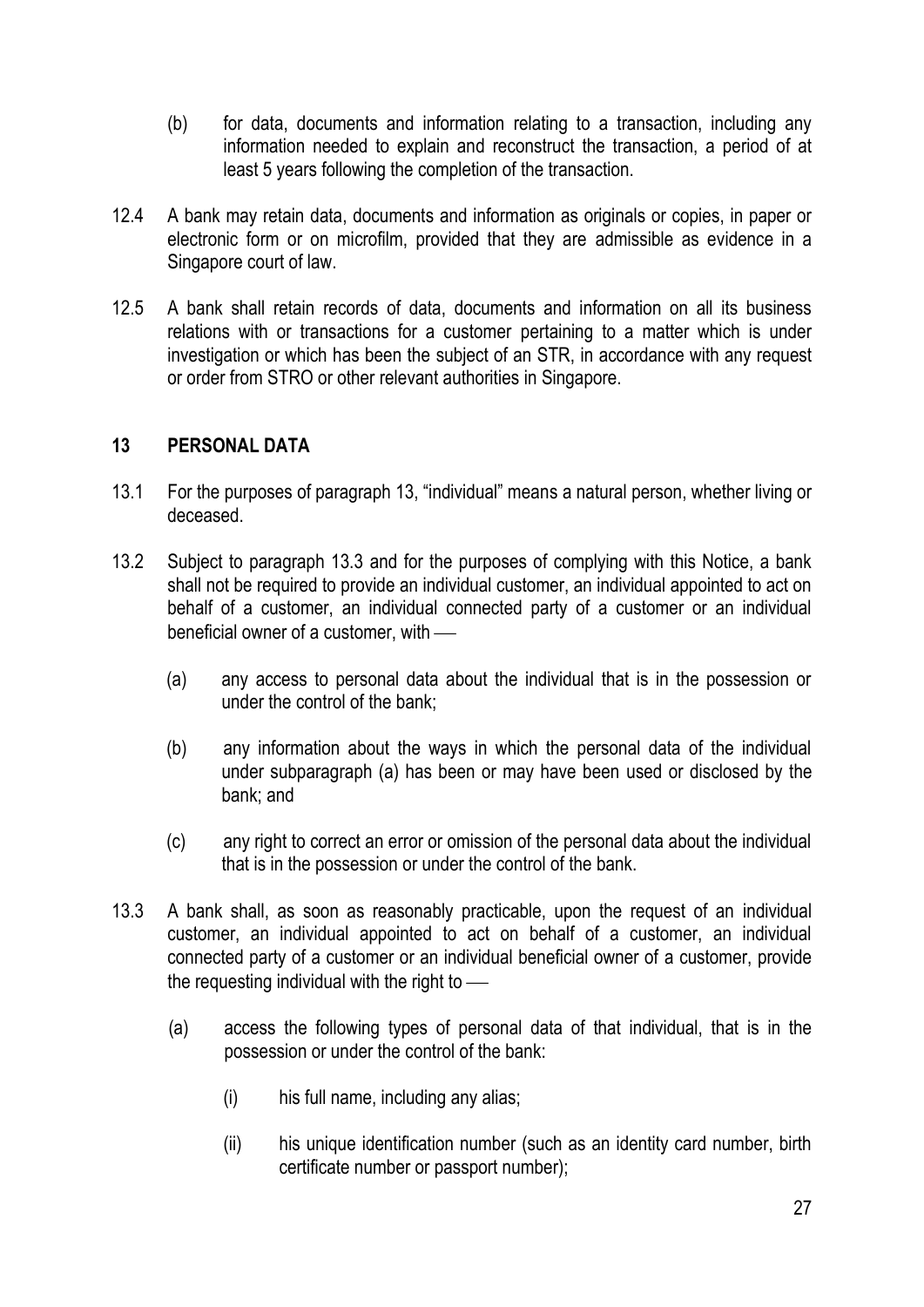(b) for data, documents and information relating to a transaction, including any information needed to explain and reconstruct the transaction, a period of at least 5 years following the completion of the transaction.

12.4 A bank may retain data, documents and information as originals or copies, in paper or electronic form or on microfilm, provided that they are admissible as evidence in a Singapore court of law.

12.5 A bank shall retain records of data, documents and information on all its business relations with or transactions for a customer pertaining to a matter which is under investigation or which has been the subject of an STR, in accordance with any request or order from STRO or other relevant authorities in Singapore.

## 13 PERSONAL DATA

13.1 For the purposes of paragraph 13, "individual" means a natural person, whether living or deceased.

13.2 Subject to paragraph 13.3 and for the purposes of complying with this Notice, a bank shall not be required to provide an individual customer, an individual appointed to act on behalf of a customer, an individual connected party of a customer or an individual beneficial owner of a customer, with ––

(a) any access to personal data about the individual that is in the possession or under the control of the bank;

(b) any information about the ways in which the personal data of the individual under subparagraph (a) has been or may have been used or disclosed by the bank; and

(c) any right to correct an error or omission of the personal data about the individual that is in the possession or under the control of the bank.

13.3 A bank shall, as soon as reasonably practicable, upon the request of an individual customer, an individual appointed to act on behalf of a customer, an individual connected party of a customer or an individual beneficial owner of a customer, provide the requesting individual with the right to ––

(a) access the following types of personal data of that individual, that is in the possession or under the control of the bank:

(i) his full name, including any alias;

(ii) his unique identification number (such as an identity card number, birth certificate number or passport number);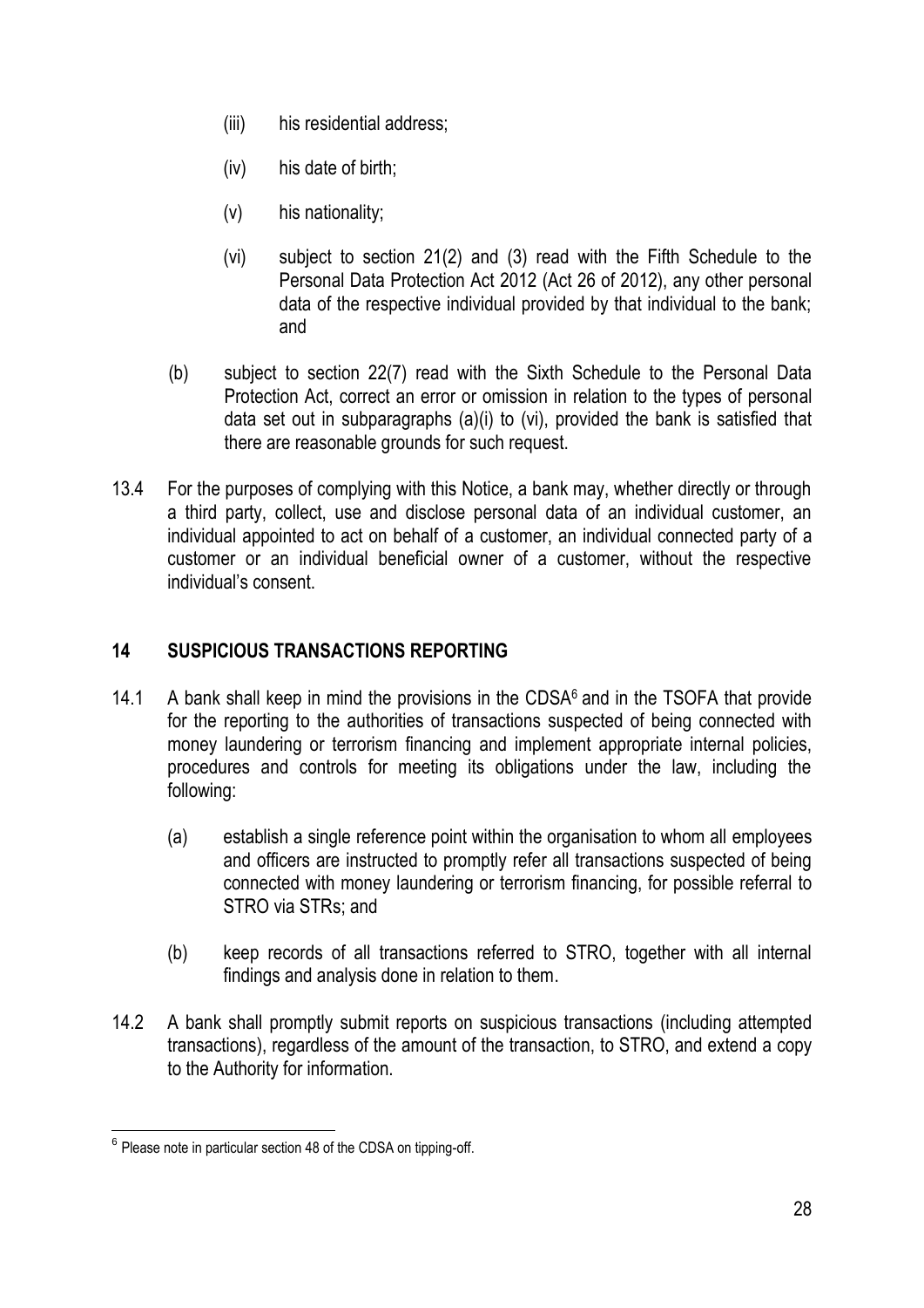(iii) his residential address;

(iv) his date of birth;

(v) his nationality;

(vi) subject to section 21(2) and (3) read with the Fifth Schedule to the Personal Data Protection Act 2012 (Act 26 of 2012), any other personal data of the respective individual provided by that individual to the bank; and

(b) subject to section 22(7) read with the Sixth Schedule to the Personal Data Protection Act, correct an error or omission in relation to the types of personal data set out in subparagraphs (a)(i) to (vi), provided the bank is satisfied that there are reasonable grounds for such request.

13.4 For the purposes of complying with this Notice, a bank may, whether directly or through a third party, collect, use and disclose personal data of an individual customer, an individual appointed to act on behalf of a customer, an individual connected party of a customer or an individual beneficial owner of a customer, without the respective individual's consent.

## 14 SUSPICIOUS TRANSACTIONS REPORTING

14.1 A bank shall keep in mind the provisions in the CDSA[6] and in the TSOFA that provide for the reporting to the authorities of transactions suspected of being connected with money laundering or terrorism financing and implement appropriate internal policies, procedures and controls for meeting its obligations under the law, including the following:

(a) establish a single reference point within the organisation to whom all employees and officers are instructed to promptly refer all transactions suspected of being connected with money laundering or terrorism financing, for possible referral to STRO via STRs; and

(b) keep records of all transactions referred to STRO, together with all internal findings and analysis done in relation to them.

14.2 A bank shall promptly submit reports on suspicious transactions (including attempted transactions), regardless of the amount of the transaction, to STRO, and extend a copy to the Authority for information.

---

[6] Please note in particular section 48 of the CDSA on tipping-off.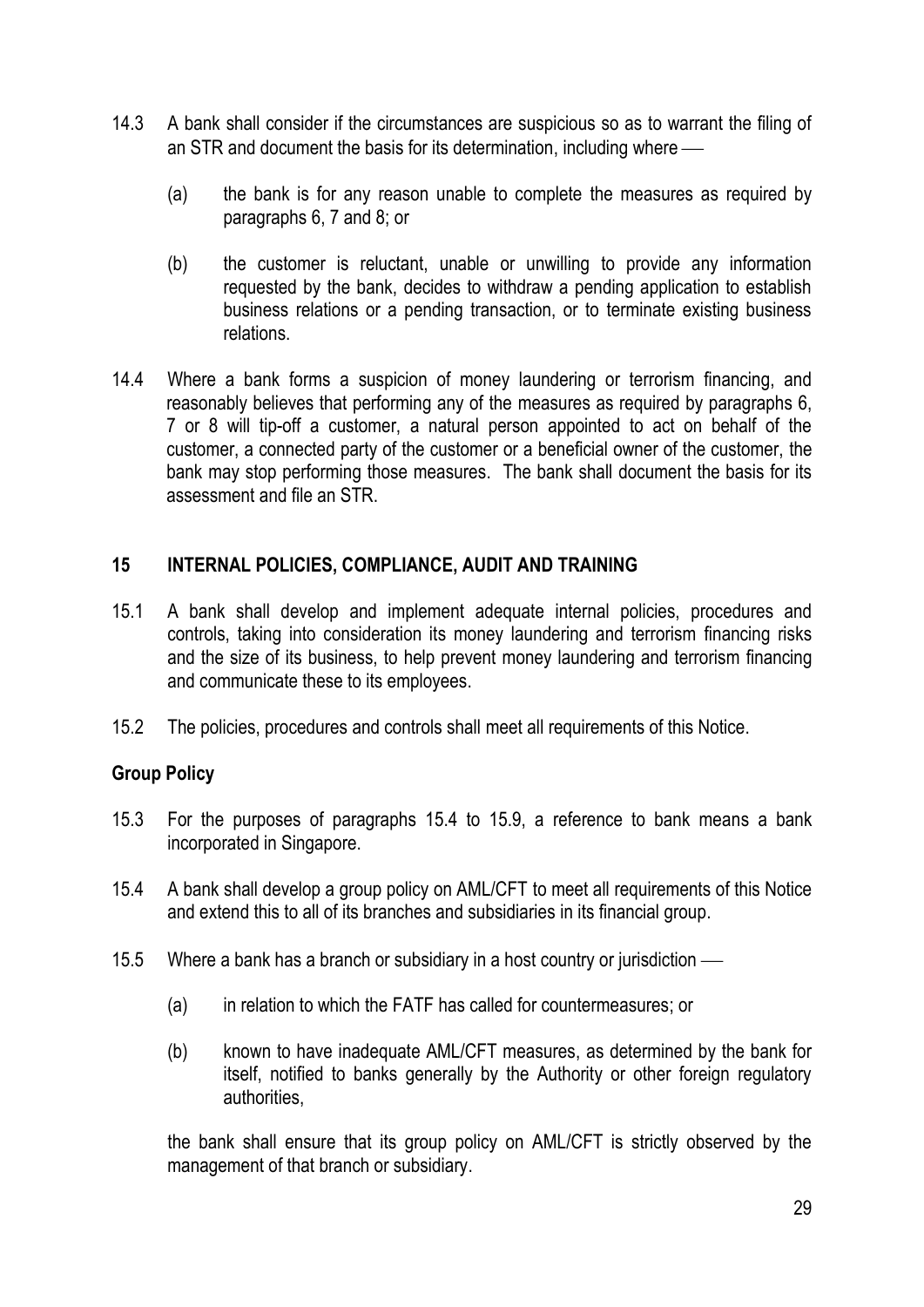14.3 A bank shall consider if the circumstances are suspicious so as to warrant the filing of an STR and document the basis for its determination, including where —

(a) the bank is for any reason unable to complete the measures as required by paragraphs 6, 7 and 8; or

(b) the customer is reluctant, unable or unwilling to provide any information requested by the bank, decides to withdraw a pending application to establish business relations or a pending transaction, or to terminate existing business relations.

14.4 Where a bank forms a suspicion of money laundering or terrorism financing, and reasonably believes that performing any of the measures as required by paragraphs 6, 7 or 8 will tip-off a customer, a natural person appointed to act on behalf of the customer, a connected party of the customer or a beneficial owner of the customer, the bank may stop performing those measures. The bank shall document the basis for its assessment and file an STR.

## 15 INTERNAL POLICIES, COMPLIANCE, AUDIT AND TRAINING

15.1 A bank shall develop and implement adequate internal policies, procedures and controls, taking into consideration its money laundering and terrorism financing risks and the size of its business, to help prevent money laundering and terrorism financing and communicate these to its employees.

15.2 The policies, procedures and controls shall meet all requirements of this Notice.

### Group Policy

15.3 For the purposes of paragraphs 15.4 to 15.9, a reference to bank means a bank incorporated in Singapore.

15.4 A bank shall develop a group policy on AML/CFT to meet all requirements of this Notice and extend this to all of its branches and subsidiaries in its financial group.

15.5 Where a bank has a branch or subsidiary in a host country or jurisdiction —

(a) in relation to which the FATF has called for countermeasures; or

(b) known to have inadequate AML/CFT measures, as determined by the bank for itself, notified to banks generally by the Authority or other foreign regulatory authorities,

the bank shall ensure that its group policy on AML/CFT is strictly observed by the management of that branch or subsidiary.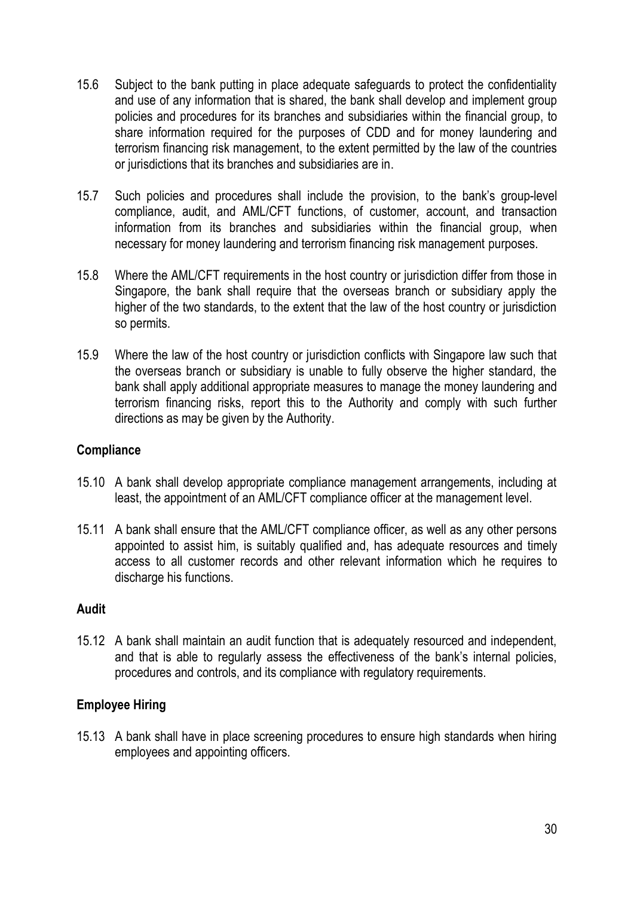15.6 Subject to the bank putting in place adequate safeguards to protect the confidentiality and use of any information that is shared, the bank shall develop and implement group policies and procedures for its branches and subsidiaries within the financial group, to share information required for the purposes of CDD and for money laundering and terrorism financing risk management, to the extent permitted by the law of the countries or jurisdictions that its branches and subsidiaries are in.

15.7 Such policies and procedures shall include the provision, to the bank's group-level compliance, audit, and AML/CFT functions, of customer, account, and transaction information from its branches and subsidiaries within the financial group, when necessary for money laundering and terrorism financing risk management purposes.

15.8 Where the AML/CFT requirements in the host country or jurisdiction differ from those in Singapore, the bank shall require that the overseas branch or subsidiary apply the higher of the two standards, to the extent that the law of the host country or jurisdiction so permits.

15.9 Where the law of the host country or jurisdiction conflicts with Singapore law such that the overseas branch or subsidiary is unable to fully observe the higher standard, the bank shall apply additional appropriate measures to manage the money laundering and terrorism financing risks, report this to the Authority and comply with such further directions as may be given by the Authority.

**Compliance**

15.10 A bank shall develop appropriate compliance management arrangements, including at least, the appointment of an AML/CFT compliance officer at the management level.

15.11 A bank shall ensure that the AML/CFT compliance officer, as well as any other persons appointed to assist him, is suitably qualified and, has adequate resources and timely access to all customer records and other relevant information which he requires to discharge his functions.

**Audit**

15.12 A bank shall maintain an audit function that is adequately resourced and independent, and that is able to regularly assess the effectiveness of the bank's internal policies, procedures and controls, and its compliance with regulatory requirements.

**Employee Hiring**

15.13 A bank shall have in place screening procedures to ensure high standards when hiring employees and appointing officers.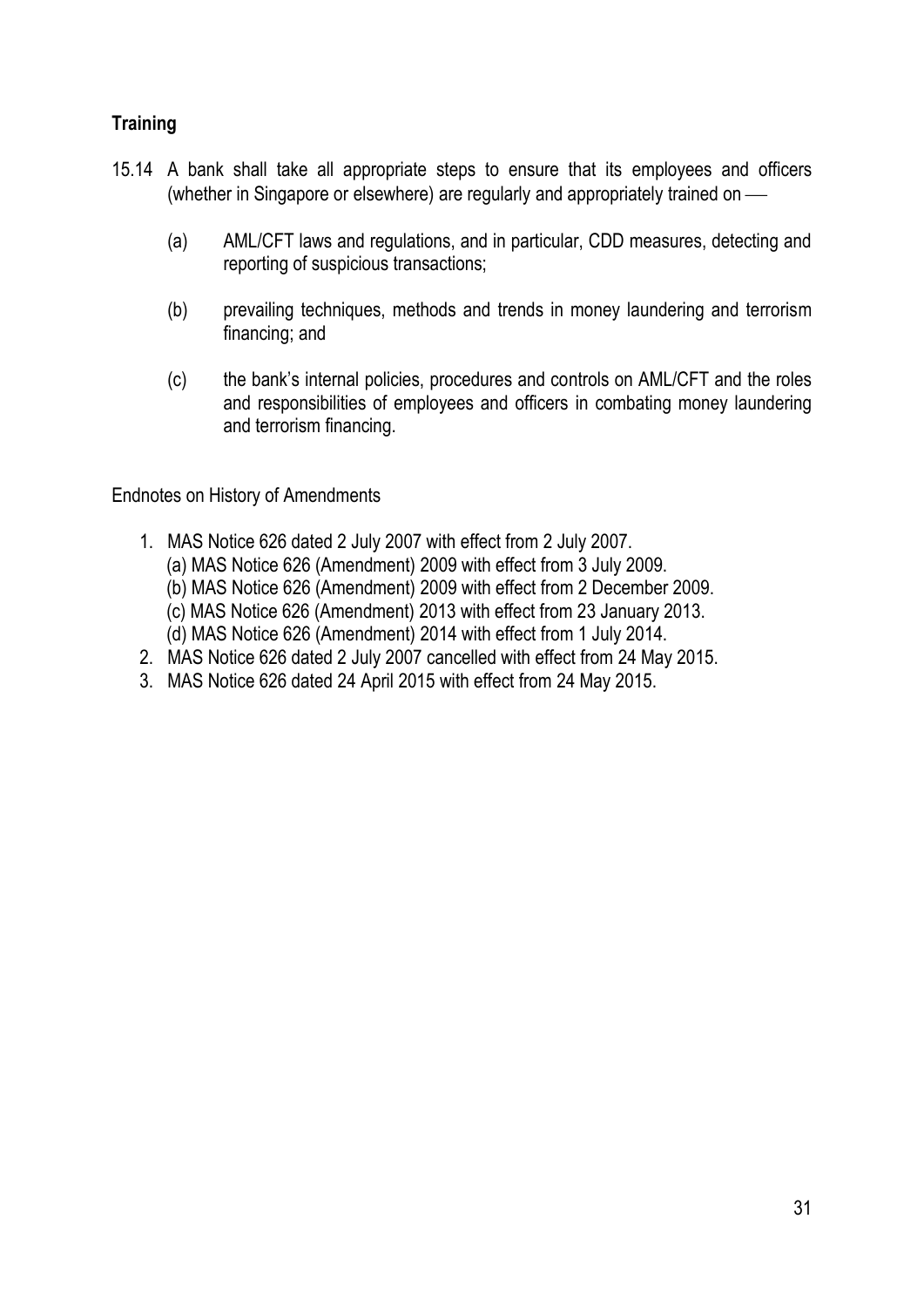**Training**

15.14 A bank shall take all appropriate steps to ensure that its employees and officers (whether in Singapore or elsewhere) are regularly and appropriately trained on —

(a) AML/CFT laws and regulations, and in particular, CDD measures, detecting and reporting of suspicious transactions;

(b) prevailing techniques, methods and trends in money laundering and terrorism financing; and

(c) the bank's internal policies, procedures and controls on AML/CFT and the roles and responsibilities of employees and officers in combating money laundering and terrorism financing.

Endnotes on History of Amendments

1. MAS Notice 626 dated 2 July 2007 with effect from 2 July 2007.
   (a) MAS Notice 626 (Amendment) 2009 with effect from 3 July 2009.
   (b) MAS Notice 626 (Amendment) 2009 with effect from 2 December 2009.
   (c) MAS Notice 626 (Amendment) 2013 with effect from 23 January 2013.
   (d) MAS Notice 626 (Amendment) 2014 with effect from 1 July 2014.
2. MAS Notice 626 dated 2 July 2007 cancelled with effect from 24 May 2015.
3. MAS Notice 626 dated 24 April 2015 with effect from 24 May 2015.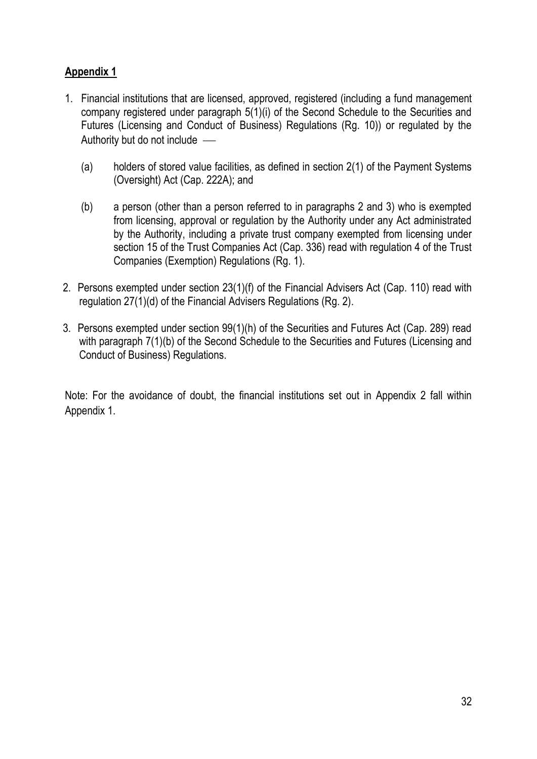**Appendix 1**

1. Financial institutions that are licensed, approved, registered (including a fund management company registered under paragraph 5(1)(i) of the Second Schedule to the Securities and Futures (Licensing and Conduct of Business) Regulations (Rg. 10)) or regulated by the Authority but do not include —

   (a) holders of stored value facilities, as defined in section 2(1) of the Payment Systems (Oversight) Act (Cap. 222A); and

   (b) a person (other than a person referred to in paragraphs 2 and 3) who is exempted from licensing, approval or regulation by the Authority under any Act administrated by the Authority, including a private trust company exempted from licensing under section 15 of the Trust Companies Act (Cap. 336) read with regulation 4 of the Trust Companies (Exemption) Regulations (Rg. 1).

2. Persons exempted under section 23(1)(f) of the Financial Advisers Act (Cap. 110) read with regulation 27(1)(d) of the Financial Advisers Regulations (Rg. 2).

3. Persons exempted under section 99(1)(h) of the Securities and Futures Act (Cap. 289) read with paragraph 7(1)(b) of the Second Schedule to the Securities and Futures (Licensing and Conduct of Business) Regulations.

Note: For the avoidance of doubt, the financial institutions set out in Appendix 2 fall within Appendix 1.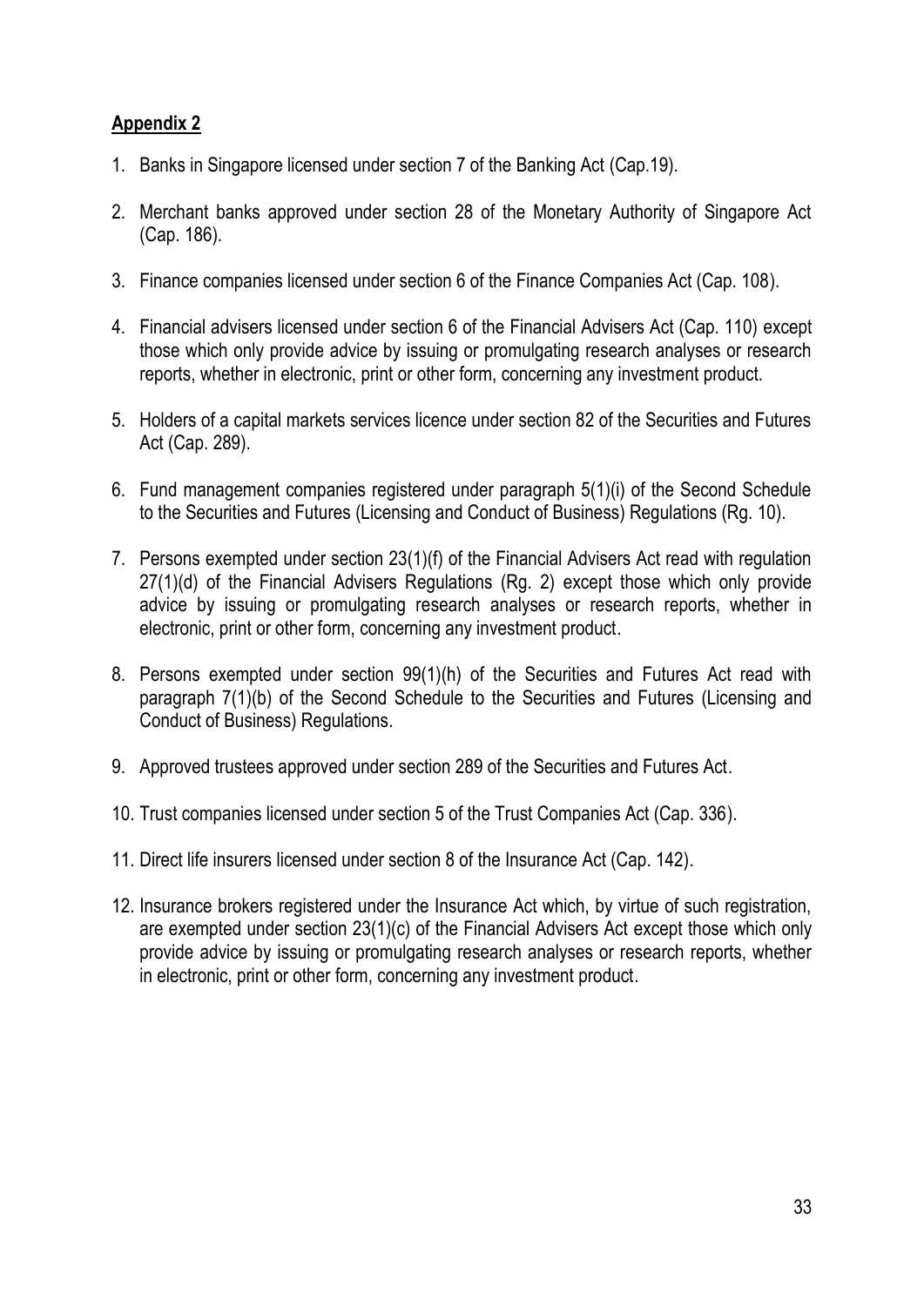## **Appendix 2**

1. Banks in Singapore licensed under section 7 of the Banking Act (Cap.19).

2. Merchant banks approved under section 28 of the Monetary Authority of Singapore Act (Cap. 186).

3. Finance companies licensed under section 6 of the Finance Companies Act (Cap. 108).

4. Financial advisers licensed under section 6 of the Financial Advisers Act (Cap. 110) except those which only provide advice by issuing or promulgating research analyses or research reports, whether in electronic, print or other form, concerning any investment product.

5. Holders of a capital markets services licence under section 82 of the Securities and Futures Act (Cap. 289).

6. Fund management companies registered under paragraph 5(1)(i) of the Second Schedule to the Securities and Futures (Licensing and Conduct of Business) Regulations (Rg. 10).

7. Persons exempted under section 23(1)(f) of the Financial Advisers Act read with regulation 27(1)(d) of the Financial Advisers Regulations (Rg. 2) except those which only provide advice by issuing or promulgating research analyses or research reports, whether in electronic, print or other form, concerning any investment product.

8. Persons exempted under section 99(1)(h) of the Securities and Futures Act read with paragraph 7(1)(b) of the Second Schedule to the Securities and Futures (Licensing and Conduct of Business) Regulations.

9. Approved trustees approved under section 289 of the Securities and Futures Act.

10. Trust companies licensed under section 5 of the Trust Companies Act (Cap. 336).

11. Direct life insurers licensed under section 8 of the Insurance Act (Cap. 142).

12. Insurance brokers registered under the Insurance Act which, by virtue of such registration, are exempted under section 23(1)(c) of the Financial Advisers Act except those which only provide advice by issuing or promulgating research analyses or research reports, whether in electronic, print or other form, concerning any investment product.